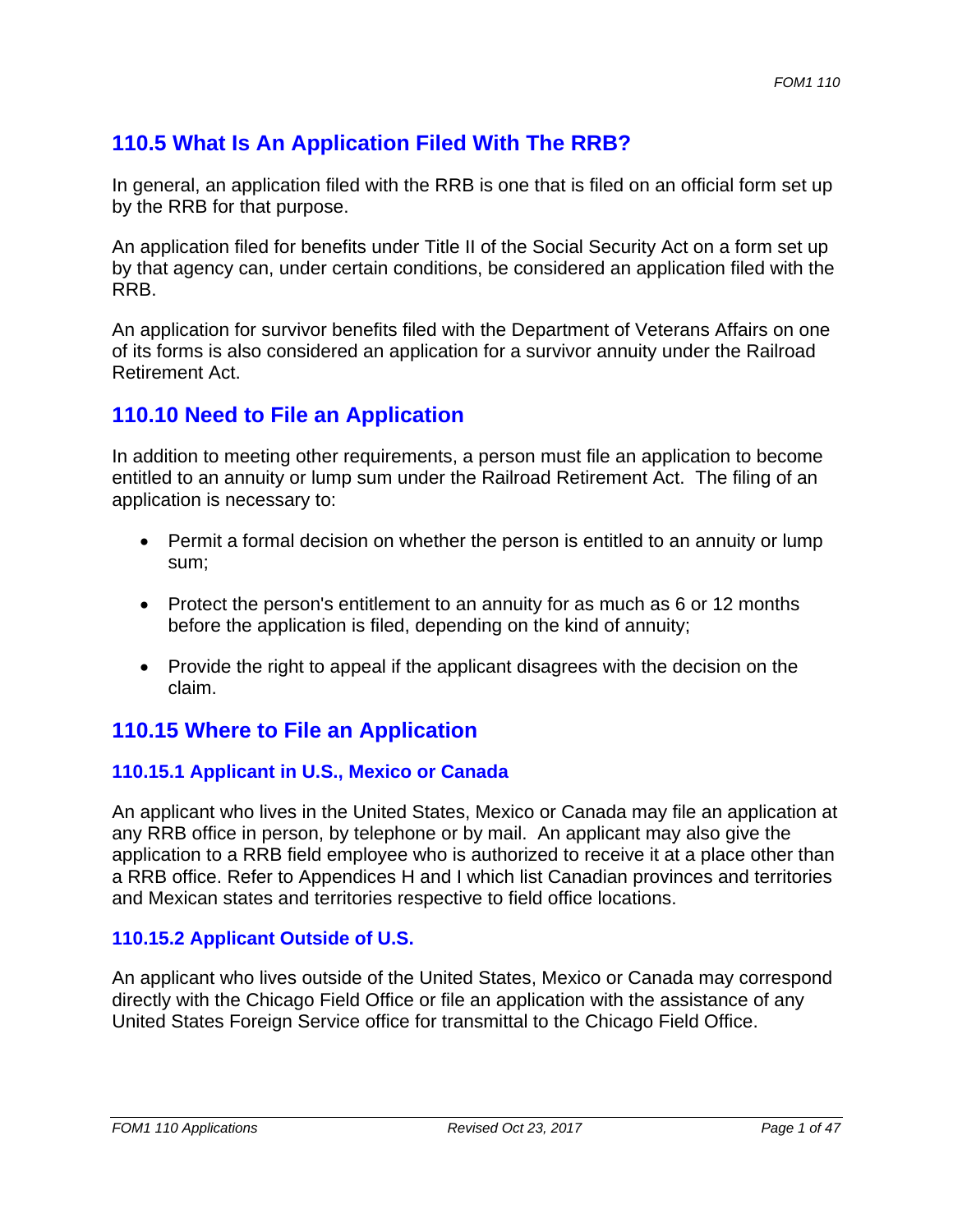## 110.5 What Is An Application Filed With The RRB?

In general, an application filed with the RRB is one that is filed on an official form set up by the RRB for that purpose.

An application filed for benefits under Title II of the Social Security Act on a form set up by that agency can, under certain conditions, be considered an application filed with the RRB.

An application for survivor benefits filed with the Department of Veterans Affairs on one of its forms is also considered an application for a survivor annuity under the Railroad Retirement Act.

## 110.10 Need to File an Application

In addition to meeting other requirements, a person must file an application to become entitled to an annuity or lump sum under the Railroad Retirement Act. The filing of an application is necessary to:

- Permit a formal decision on whether the person is entitled to an annuity or lump sum;
- Protect the person's entitlement to an annuity for as much as 6 or 12 months before the application is filed, depending on the kind of annuity;
- Provide the right to appeal if the applicant disagrees with the decision on the claim.

## 110.15 Where to File an Application

### 110.15.1 Applicant in U.S., Mexico or Canada

An applicant who lives in the United States, Mexico or Canada may file an application at any RRB office in person, by telephone or by mail. An applicant may also give the application to a RRB field employee who is authorized to receive it at a place other than a RRB office. Refer to Appendices H and I which list Canadian provinces and territories and Mexican states and territories respective to field office locations.

### 110.15.2 Applicant Outside of U.S.

An applicant who lives outside of the United States, Mexico or Canada may correspond directly with the Chicago Field Office or file an application with the assistance of any United States Foreign Service office for transmittal to the Chicago Field Office.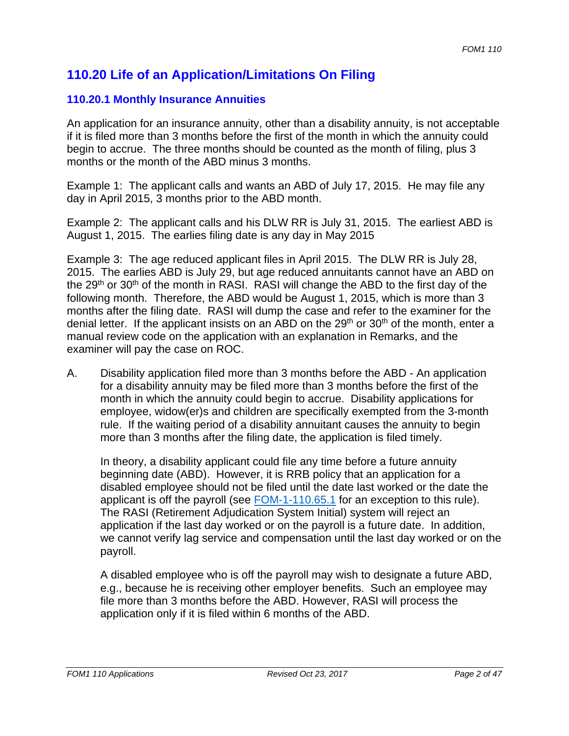## 110.20 Life of an Application/Limitations On Filing

### 110.20.1 Monthly Insurance Annuities

An application for an insurance annuity, other than a disability annuity, is not acceptable if it is filed more than 3 months before the first of the month in which the annuity could begin to accrue. The three months should be counted as the month of filing, plus 3 months or the month of the ABD minus 3 months.

Example 1: The applicant calls and wants an ABD of July 17, 2015. He may file any day in April 2015, 3 months prior to the ABD month.

Example 2: The applicant calls and his DLW RR is July 31, 2015. The earliest ABD is August 1, 2015. The earlies filing date is any day in May 2015

Example 3: The age reduced applicant files in April 2015. The DLW RR is July 28, 2015. The earlies ABD is July 29, but age reduced annuitants cannot have an ABD on the 29th or 30th of the month in RASI. RASI will change the ABD to the first day of the following month. Therefore, the ABD would be August 1, 2015, which is more than 3 months after the filing date. RASI will dump the case and refer to the examiner for the denial letter. If the applicant insists on an ABD on the 29th or 30th of the month, enter a manual review code on the application with an explanation in Remarks, and the examiner will pay the case on ROC.

A. Disability application filed more than 3 months before the ABD - An application for a disability annuity may be filed more than 3 months before the first of the month in which the annuity could begin to accrue. Disability applications for employee, widow(er)s and children are specifically exempted from the 3-month rule. If the waiting period of a disability annuitant causes the annuity to begin more than 3 months after the filing date, the application is filed timely.

   In theory, a disability applicant could file any time before a future annuity beginning date (ABD). However, it is RRB policy that an application for a disabled employee should not be filed until the date last worked or the date the applicant is off the payroll (see [FOM-1-110.65.1]() for an exception to this rule). The RASI (Retirement Adjudication System Initial) system will reject an application if the last day worked or on the payroll is a future date. In addition, we cannot verify lag service and compensation until the last day worked or on the payroll.

   A disabled employee who is off the payroll may wish to designate a future ABD, e.g., because he is receiving other employer benefits. Such an employee may file more than 3 months before the ABD. However, RASI will process the application only if it is filed within 6 months of the ABD.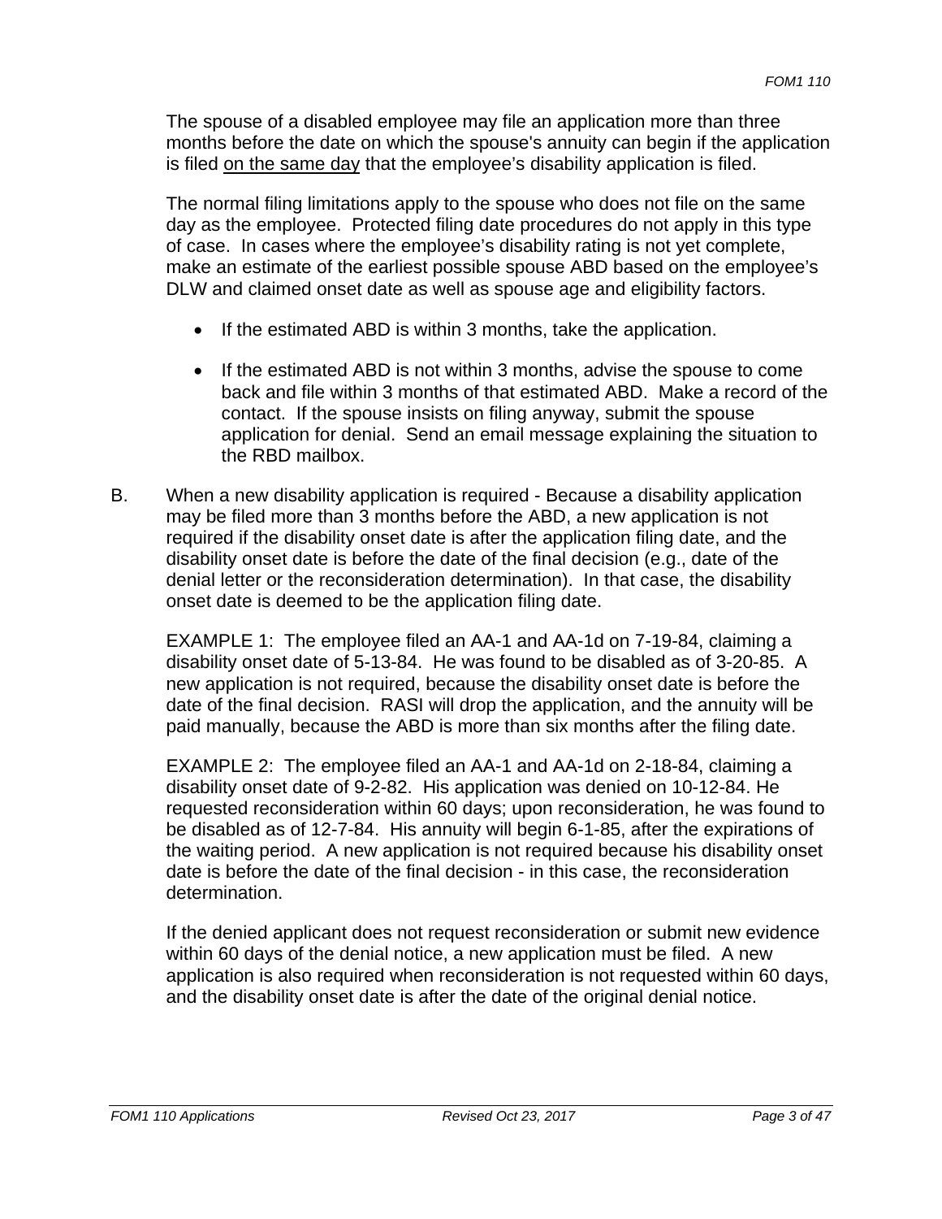The spouse of a disabled employee may file an application more than three months before the date on which the spouse's annuity can begin if the application is filed <u>on the same day</u> that the employee's disability application is filed.

The normal filing limitations apply to the spouse who does not file on the same day as the employee. Protected filing date procedures do not apply in this type of case. In cases where the employee's disability rating is not yet complete, make an estimate of the earliest possible spouse ABD based on the employee's DLW and claimed onset date as well as spouse age and eligibility factors.

- If the estimated ABD is within 3 months, take the application.
- If the estimated ABD is not within 3 months, advise the spouse to come back and file within 3 months of that estimated ABD. Make a record of the contact. If the spouse insists on filing anyway, submit the spouse application for denial. Send an email message explaining the situation to the RBD mailbox.

B. When a new disability application is required - Because a disability application may be filed more than 3 months before the ABD, a new application is not required if the disability onset date is after the application filing date, and the disability onset date is before the date of the final decision (e.g., date of the denial letter or the reconsideration determination). In that case, the disability onset date is deemed to be the application filing date.

EXAMPLE 1: The employee filed an AA-1 and AA-1d on 7-19-84, claiming a disability onset date of 5-13-84. He was found to be disabled as of 3-20-85. A new application is not required, because the disability onset date is before the date of the final decision. RASI will drop the application, and the annuity will be paid manually, because the ABD is more than six months after the filing date.

EXAMPLE 2: The employee filed an AA-1 and AA-1d on 2-18-84, claiming a disability onset date of 9-2-82. His application was denied on 10-12-84. He requested reconsideration within 60 days; upon reconsideration, he was found to be disabled as of 12-7-84. His annuity will begin 6-1-85, after the expirations of the waiting period. A new application is not required because his disability onset date is before the date of the final decision - in this case, the reconsideration determination.

If the denied applicant does not request reconsideration or submit new evidence within 60 days of the denial notice, a new application must be filed. A new application is also required when reconsideration is not requested within 60 days, and the disability onset date is after the date of the original denial notice.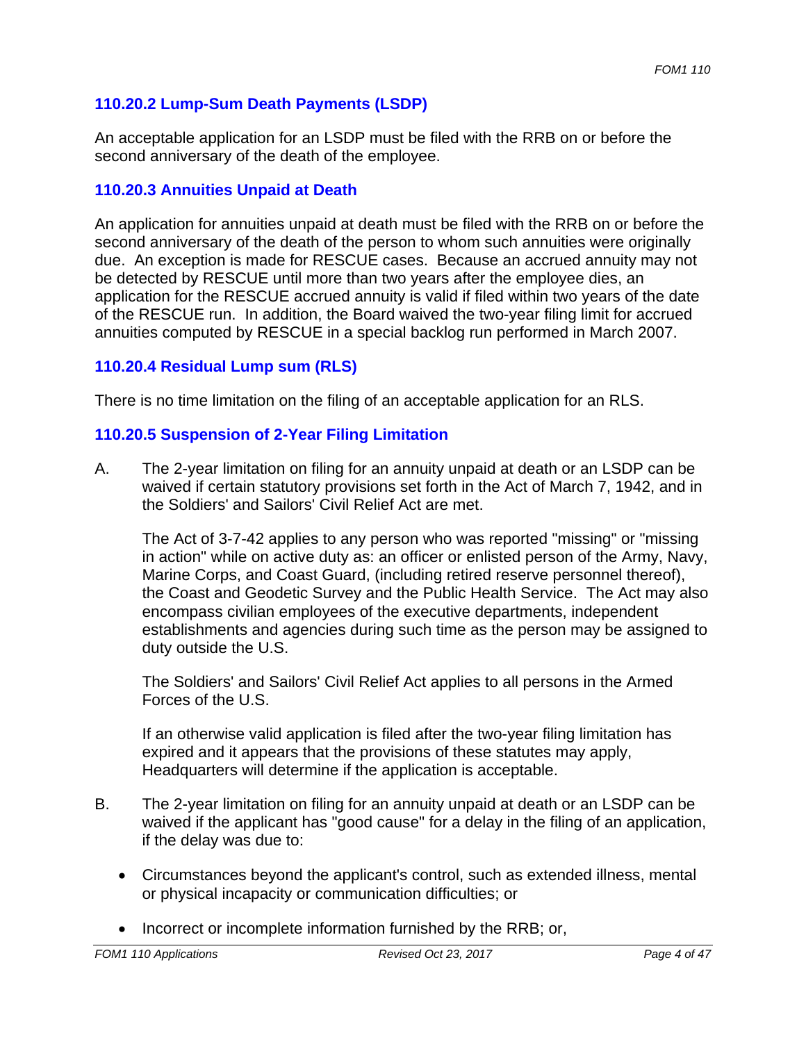### 110.20.2 Lump-Sum Death Payments (LSDP)

An acceptable application for an LSDP must be filed with the RRB on or before the second anniversary of the death of the employee.

### 110.20.3 Annuities Unpaid at Death

An application for annuities unpaid at death must be filed with the RRB on or before the second anniversary of the death of the person to whom such annuities were originally due. An exception is made for RESCUE cases. Because an accrued annuity may not be detected by RESCUE until more than two years after the employee dies, an application for the RESCUE accrued annuity is valid if filed within two years of the date of the RESCUE run. In addition, the Board waived the two-year filing limit for accrued annuities computed by RESCUE in a special backlog run performed in March 2007.

### 110.20.4 Residual Lump sum (RLS)

There is no time limitation on the filing of an acceptable application for an RLS.

### 110.20.5 Suspension of 2-Year Filing Limitation

A. The 2-year limitation on filing for an annuity unpaid at death or an LSDP can be waived if certain statutory provisions set forth in the Act of March 7, 1942, and in the Soldiers' and Sailors' Civil Relief Act are met.

   The Act of 3-7-42 applies to any person who was reported "missing" or "missing in action" while on active duty as: an officer or enlisted person of the Army, Navy, Marine Corps, and Coast Guard, (including retired reserve personnel thereof), the Coast and Geodetic Survey and the Public Health Service. The Act may also encompass civilian employees of the executive departments, independent establishments and agencies during such time as the person may be assigned to duty outside the U.S.

   The Soldiers' and Sailors' Civil Relief Act applies to all persons in the Armed Forces of the U.S.

   If an otherwise valid application is filed after the two-year filing limitation has expired and it appears that the provisions of these statutes may apply, Headquarters will determine if the application is acceptable.

B. The 2-year limitation on filing for an annuity unpaid at death or an LSDP can be waived if the applicant has "good cause" for a delay in the filing of an application, if the delay was due to:

   - Circumstances beyond the applicant's control, such as extended illness, mental or physical incapacity or communication difficulties; or
   - Incorrect or incomplete information furnished by the RRB; or,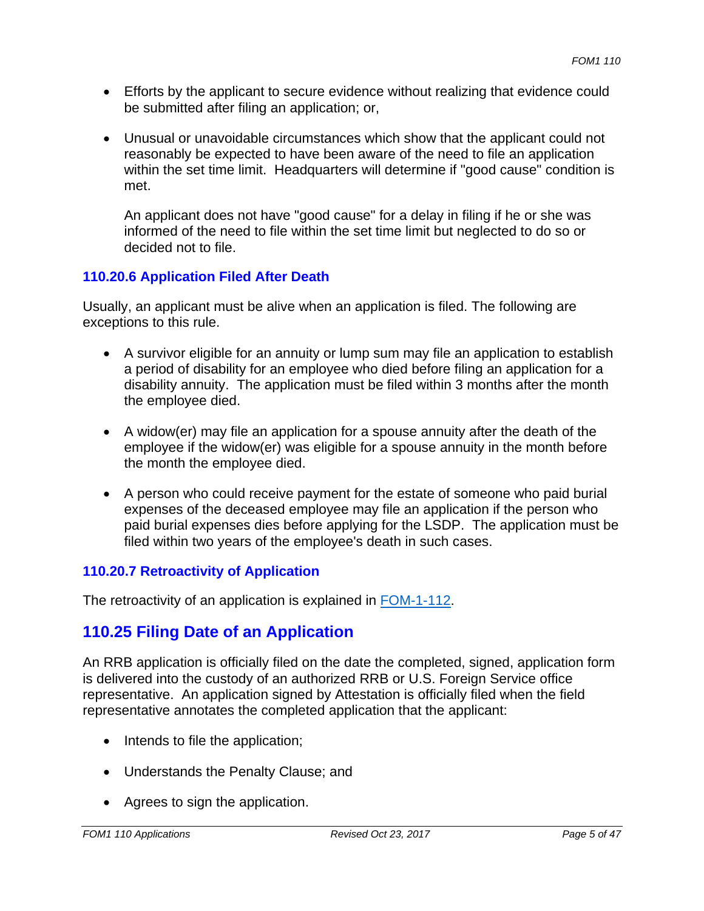- Efforts by the applicant to secure evidence without realizing that evidence could be submitted after filing an application; or,

- Unusual or unavoidable circumstances which show that the applicant could not reasonably be expected to have been aware of the need to file an application within the set time limit. Headquarters will determine if "good cause" condition is met.

  An applicant does not have "good cause" for a delay in filing if he or she was informed of the need to file within the set time limit but neglected to do so or decided not to file.

### 110.20.6 Application Filed After Death

Usually, an applicant must be alive when an application is filed. The following are exceptions to this rule.

- A survivor eligible for an annuity or lump sum may file an application to establish a period of disability for an employee who died before filing an application for a disability annuity. The application must be filed within 3 months after the month the employee died.

- A widow(er) may file an application for a spouse annuity after the death of the employee if the widow(er) was eligible for a spouse annuity in the month before the month the employee died.

- A person who could receive payment for the estate of someone who paid burial expenses of the deceased employee may file an application if the person who paid burial expenses dies before applying for the LSDP. The application must be filed within two years of the employee's death in such cases.

### 110.20.7 Retroactivity of Application

The retroactivity of an application is explained in FOM-1-112.

## 110.25 Filing Date of an Application

An RRB application is officially filed on the date the completed, signed, application form is delivered into the custody of an authorized RRB or U.S. Foreign Service office representative. An application signed by Attestation is officially filed when the field representative annotates the completed application that the applicant:

- Intends to file the application;

- Understands the Penalty Clause; and

- Agrees to sign the application.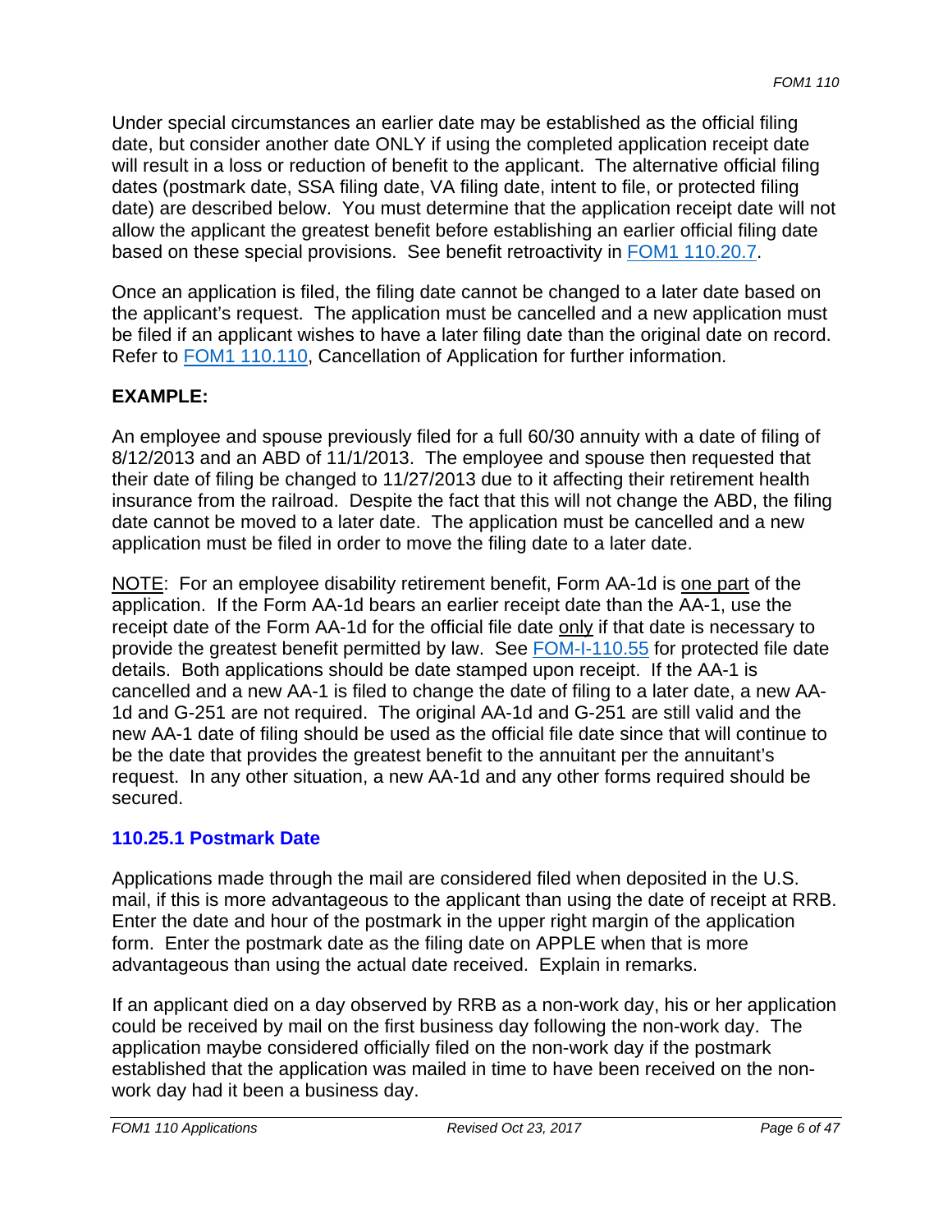Under special circumstances an earlier date may be established as the official filing date, but consider another date ONLY if using the completed application receipt date will result in a loss or reduction of benefit to the applicant. The alternative official filing dates (postmark date, SSA filing date, VA filing date, intent to file, or protected filing date) are described below. You must determine that the application receipt date will not allow the applicant the greatest benefit before establishing an earlier official filing date based on these special provisions. See benefit retroactivity in [FOM1 110.20.7](FOM1 110.20.7).

Once an application is filed, the filing date cannot be changed to a later date based on the applicant's request. The application must be cancelled and a new application must be filed if an applicant wishes to have a later filing date than the original date on record. Refer to [FOM1 110.110](FOM1 110.110), Cancellation of Application for further information.

**EXAMPLE:**

An employee and spouse previously filed for a full 60/30 annuity with a date of filing of 8/12/2013 and an ABD of 11/1/2013. The employee and spouse then requested that their date of filing be changed to 11/27/2013 due to it affecting their retirement health insurance from the railroad. Despite the fact that this will not change the ABD, the filing date cannot be moved to a later date. The application must be cancelled and a new application must be filed in order to move the filing date to a later date.

<u>NOTE</u>: For an employee disability retirement benefit, Form AA-1d is <u>one part</u> of the application. If the Form AA-1d bears an earlier receipt date than the AA-1, use the receipt date of the Form AA-1d for the official file date <u>only</u> if that date is necessary to provide the greatest benefit permitted by law. See [FOM-I-110.55](FOM-I-110.55) for protected file date details. Both applications should be date stamped upon receipt. If the AA-1 is cancelled and a new AA-1 is filed to change the date of filing to a later date, a new AA-1d and G-251 are not required. The original AA-1d and G-251 are still valid and the new AA-1 date of filing should be used as the official file date since that will continue to be the date that provides the greatest benefit to the annuitant per the annuitant's request. In any other situation, a new AA-1d and any other forms required should be secured.

### 110.25.1 Postmark Date

Applications made through the mail are considered filed when deposited in the U.S. mail, if this is more advantageous to the applicant than using the date of receipt at RRB. Enter the date and hour of the postmark in the upper right margin of the application form. Enter the postmark date as the filing date on APPLE when that is more advantageous than using the actual date received. Explain in remarks.

If an applicant died on a day observed by RRB as a non-work day, his or her application could be received by mail on the first business day following the non-work day. The application maybe considered officially filed on the non-work day if the postmark established that the application was mailed in time to have been received on the non-work day had it been a business day.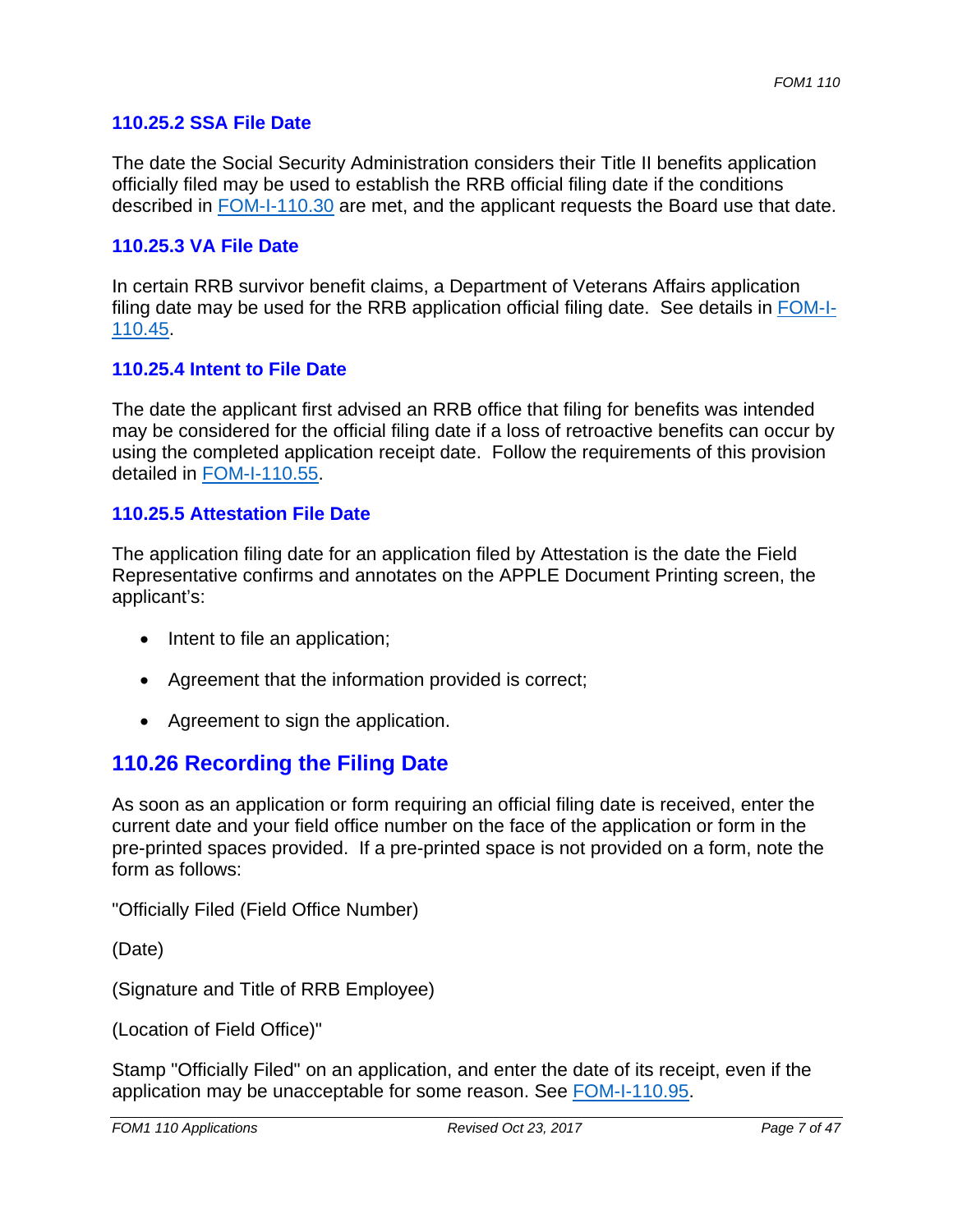### 110.25.2 SSA File Date

The date the Social Security Administration considers their Title II benefits application officially filed may be used to establish the RRB official filing date if the conditions described in FOM-I-110.30 are met, and the applicant requests the Board use that date.

### 110.25.3 VA File Date

In certain RRB survivor benefit claims, a Department of Veterans Affairs application filing date may be used for the RRB application official filing date. See details in FOM-I-110.45.

### 110.25.4 Intent to File Date

The date the applicant first advised an RRB office that filing for benefits was intended may be considered for the official filing date if a loss of retroactive benefits can occur by using the completed application receipt date. Follow the requirements of this provision detailed in FOM-I-110.55.

### 110.25.5 Attestation File Date

The application filing date for an application filed by Attestation is the date the Field Representative confirms and annotates on the APPLE Document Printing screen, the applicant's:

- Intent to file an application;
- Agreement that the information provided is correct;
- Agreement to sign the application.

## 110.26 Recording the Filing Date

As soon as an application or form requiring an official filing date is received, enter the current date and your field office number on the face of the application or form in the pre-printed spaces provided. If a pre-printed space is not provided on a form, note the form as follows:

"Officially Filed (Field Office Number)

(Date)

(Signature and Title of RRB Employee)

(Location of Field Office)"

Stamp "Officially Filed" on an application, and enter the date of its receipt, even if the application may be unacceptable for some reason. See FOM-I-110.95.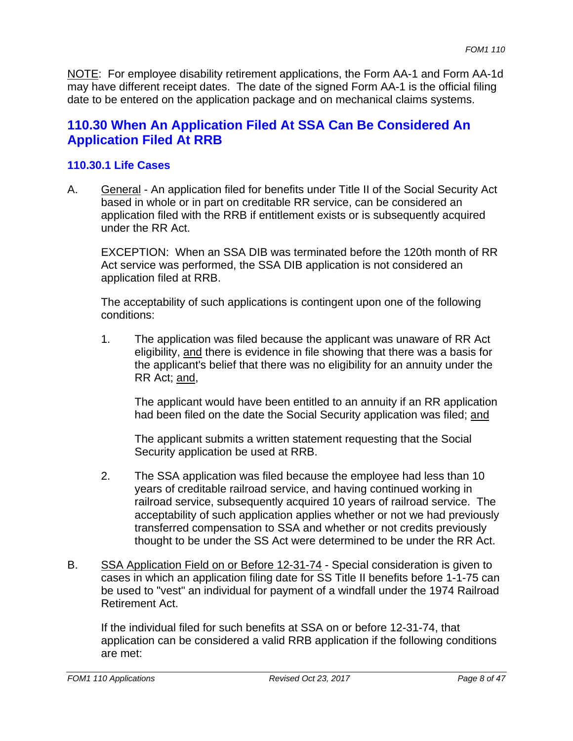<u>NOTE</u>: For employee disability retirement applications, the Form AA-1 and Form AA-1d may have different receipt dates. The date of the signed Form AA-1 is the official filing date to be entered on the application package and on mechanical claims systems.

## 110.30 When An Application Filed At SSA Can Be Considered An Application Filed At RRB

### 110.30.1 Life Cases

A. <u>General</u> - An application filed for benefits under Title II of the Social Security Act based in whole or in part on creditable RR service, can be considered an application filed with the RRB if entitlement exists or is subsequently acquired under the RR Act.

   EXCEPTION: When an SSA DIB was terminated before the 120th month of RR Act service was performed, the SSA DIB application is not considered an application filed at RRB.

   The acceptability of such applications is contingent upon one of the following conditions:

   1. The application was filed because the applicant was unaware of RR Act eligibility, <u>and</u> there is evidence in file showing that there was a basis for the applicant's belief that there was no eligibility for an annuity under the RR Act; <u>and</u>,

      The applicant would have been entitled to an annuity if an RR application had been filed on the date the Social Security application was filed; <u>and</u>

      The applicant submits a written statement requesting that the Social Security application be used at RRB.

   2. The SSA application was filed because the employee had less than 10 years of creditable railroad service, and having continued working in railroad service, subsequently acquired 10 years of railroad service. The acceptability of such application applies whether or not we had previously transferred compensation to SSA and whether or not credits previously thought to be under the SS Act were determined to be under the RR Act.

B. <u>SSA Application Field on or Before 12-31-74</u> - Special consideration is given to cases in which an application filing date for SS Title II benefits before 1-1-75 can be used to "vest" an individual for payment of a windfall under the 1974 Railroad Retirement Act.

   If the individual filed for such benefits at SSA on or before 12-31-74, that application can be considered a valid RRB application if the following conditions are met: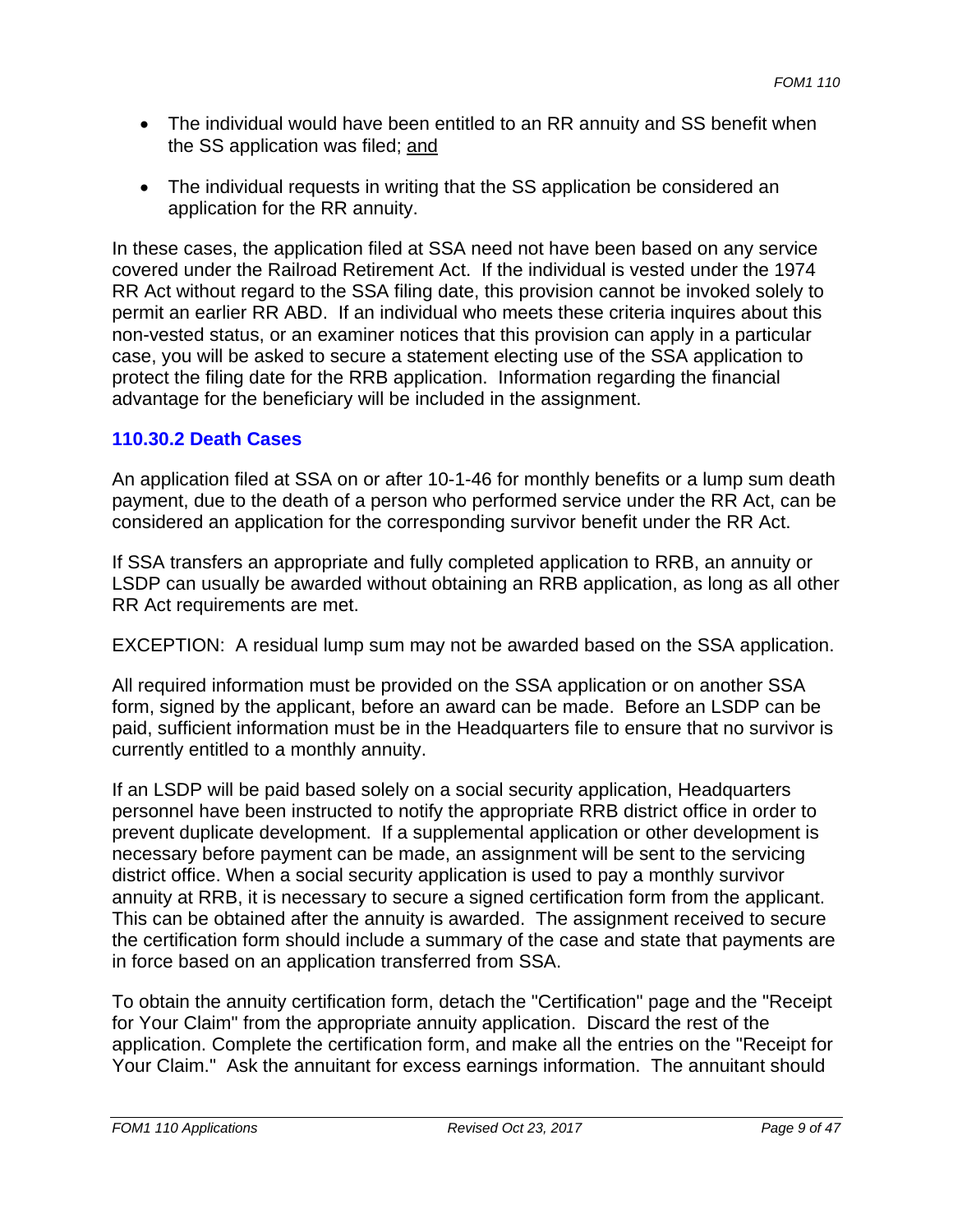- The individual would have been entitled to an RR annuity and SS benefit when the SS application was filed; and
- The individual requests in writing that the SS application be considered an application for the RR annuity.

In these cases, the application filed at SSA need not have been based on any service covered under the Railroad Retirement Act. If the individual is vested under the 1974 RR Act without regard to the SSA filing date, this provision cannot be invoked solely to permit an earlier RR ABD. If an individual who meets these criteria inquires about this non-vested status, or an examiner notices that this provision can apply in a particular case, you will be asked to secure a statement electing use of the SSA application to protect the filing date for the RRB application. Information regarding the financial advantage for the beneficiary will be included in the assignment.

### 110.30.2 Death Cases

An application filed at SSA on or after 10-1-46 for monthly benefits or a lump sum death payment, due to the death of a person who performed service under the RR Act, can be considered an application for the corresponding survivor benefit under the RR Act.

If SSA transfers an appropriate and fully completed application to RRB, an annuity or LSDP can usually be awarded without obtaining an RRB application, as long as all other RR Act requirements are met.

EXCEPTION: A residual lump sum may not be awarded based on the SSA application.

All required information must be provided on the SSA application or on another SSA form, signed by the applicant, before an award can be made. Before an LSDP can be paid, sufficient information must be in the Headquarters file to ensure that no survivor is currently entitled to a monthly annuity.

If an LSDP will be paid based solely on a social security application, Headquarters personnel have been instructed to notify the appropriate RRB district office in order to prevent duplicate development. If a supplemental application or other development is necessary before payment can be made, an assignment will be sent to the servicing district office. When a social security application is used to pay a monthly survivor annuity at RRB, it is necessary to secure a signed certification form from the applicant. This can be obtained after the annuity is awarded. The assignment received to secure the certification form should include a summary of the case and state that payments are in force based on an application transferred from SSA.

To obtain the annuity certification form, detach the "Certification" page and the "Receipt for Your Claim" from the appropriate annuity application. Discard the rest of the application. Complete the certification form, and make all the entries on the "Receipt for Your Claim." Ask the annuitant for excess earnings information. The annuitant should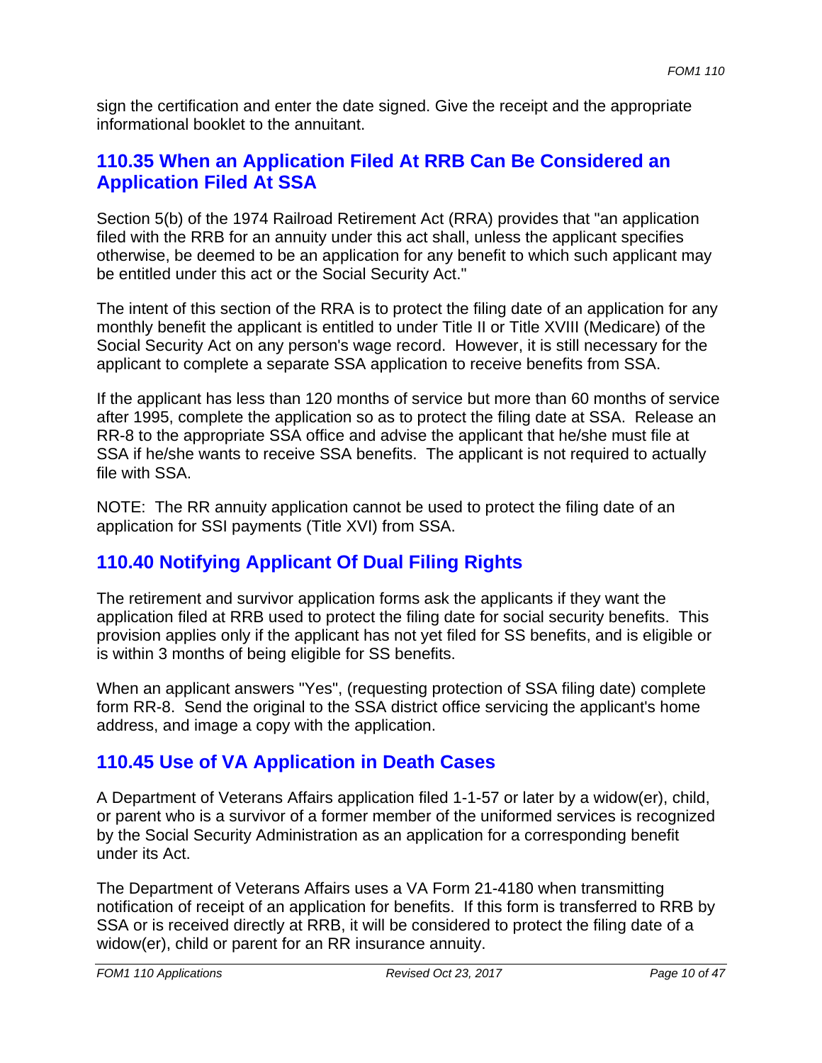sign the certification and enter the date signed. Give the receipt and the appropriate informational booklet to the annuitant.

## 110.35 When an Application Filed At RRB Can Be Considered an Application Filed At SSA

Section 5(b) of the 1974 Railroad Retirement Act (RRA) provides that "an application filed with the RRB for an annuity under this act shall, unless the applicant specifies otherwise, be deemed to be an application for any benefit to which such applicant may be entitled under this act or the Social Security Act."

The intent of this section of the RRA is to protect the filing date of an application for any monthly benefit the applicant is entitled to under Title II or Title XVIII (Medicare) of the Social Security Act on any person's wage record. However, it is still necessary for the applicant to complete a separate SSA application to receive benefits from SSA.

If the applicant has less than 120 months of service but more than 60 months of service after 1995, complete the application so as to protect the filing date at SSA. Release an RR-8 to the appropriate SSA office and advise the applicant that he/she must file at SSA if he/she wants to receive SSA benefits. The applicant is not required to actually file with SSA.

NOTE: The RR annuity application cannot be used to protect the filing date of an application for SSI payments (Title XVI) from SSA.

## 110.40 Notifying Applicant Of Dual Filing Rights

The retirement and survivor application forms ask the applicants if they want the application filed at RRB used to protect the filing date for social security benefits. This provision applies only if the applicant has not yet filed for SS benefits, and is eligible or is within 3 months of being eligible for SS benefits.

When an applicant answers "Yes", (requesting protection of SSA filing date) complete form RR-8. Send the original to the SSA district office servicing the applicant's home address, and image a copy with the application.

## 110.45 Use of VA Application in Death Cases

A Department of Veterans Affairs application filed 1-1-57 or later by a widow(er), child, or parent who is a survivor of a former member of the uniformed services is recognized by the Social Security Administration as an application for a corresponding benefit under its Act.

The Department of Veterans Affairs uses a VA Form 21-4180 when transmitting notification of receipt of an application for benefits. If this form is transferred to RRB by SSA or is received directly at RRB, it will be considered to protect the filing date of a widow(er), child or parent for an RR insurance annuity.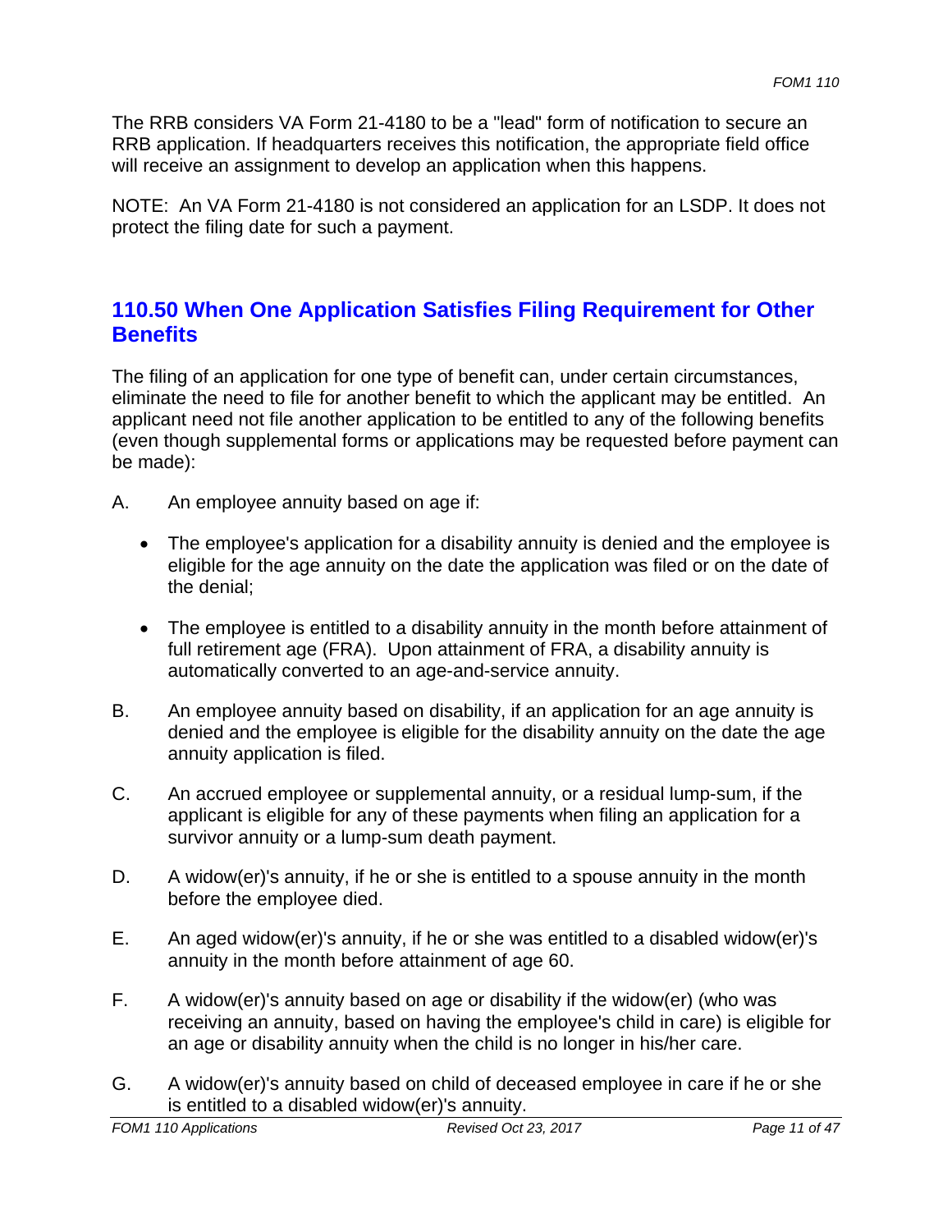The RRB considers VA Form 21-4180 to be a "lead" form of notification to secure an RRB application. If headquarters receives this notification, the appropriate field office will receive an assignment to develop an application when this happens.

NOTE: An VA Form 21-4180 is not considered an application for an LSDP. It does not protect the filing date for such a payment.

## 110.50 When One Application Satisfies Filing Requirement for Other Benefits

The filing of an application for one type of benefit can, under certain circumstances, eliminate the need to file for another benefit to which the applicant may be entitled. An applicant need not file another application to be entitled to any of the following benefits (even though supplemental forms or applications may be requested before payment can be made):

A. An employee annuity based on age if:

- The employee's application for a disability annuity is denied and the employee is eligible for the age annuity on the date the application was filed or on the date of the denial;
- The employee is entitled to a disability annuity in the month before attainment of full retirement age (FRA). Upon attainment of FRA, a disability annuity is automatically converted to an age-and-service annuity.

B. An employee annuity based on disability, if an application for an age annuity is denied and the employee is eligible for the disability annuity on the date the age annuity application is filed.

C. An accrued employee or supplemental annuity, or a residual lump-sum, if the applicant is eligible for any of these payments when filing an application for a survivor annuity or a lump-sum death payment.

D. A widow(er)'s annuity, if he or she is entitled to a spouse annuity in the month before the employee died.

E. An aged widow(er)'s annuity, if he or she was entitled to a disabled widow(er)'s annuity in the month before attainment of age 60.

F. A widow(er)'s annuity based on age or disability if the widow(er) (who was receiving an annuity, based on having the employee's child in care) is eligible for an age or disability annuity when the child is no longer in his/her care.

G. A widow(er)'s annuity based on child of deceased employee in care if he or she is entitled to a disabled widow(er)'s annuity.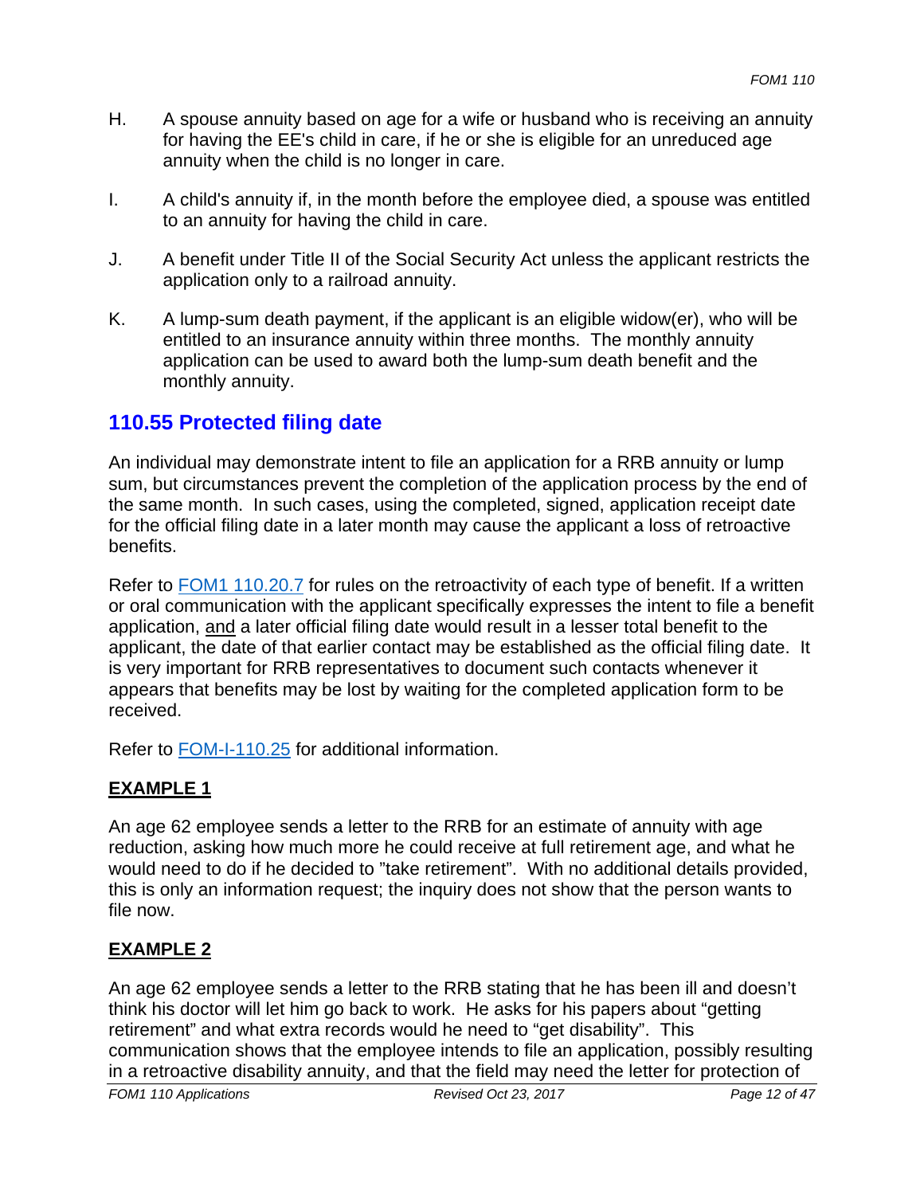H. A spouse annuity based on age for a wife or husband who is receiving an annuity for having the EE's child in care, if he or she is eligible for an unreduced age annuity when the child is no longer in care.

I. A child's annuity if, in the month before the employee died, a spouse was entitled to an annuity for having the child in care.

J. A benefit under Title II of the Social Security Act unless the applicant restricts the application only to a railroad annuity.

K. A lump-sum death payment, if the applicant is an eligible widow(er), who will be entitled to an insurance annuity within three months. The monthly annuity application can be used to award both the lump-sum death benefit and the monthly annuity.

## 110.55 Protected filing date

An individual may demonstrate intent to file an application for a RRB annuity or lump sum, but circumstances prevent the completion of the application process by the end of the same month. In such cases, using the completed, signed, application receipt date for the official filing date in a later month may cause the applicant a loss of retroactive benefits.

Refer to FOM1 110.20.7 for rules on the retroactivity of each type of benefit. If a written or oral communication with the applicant specifically expresses the intent to file a benefit application, <u>and</u> a later official filing date would result in a lesser total benefit to the applicant, the date of that earlier contact may be established as the official filing date. It is very important for RRB representatives to document such contacts whenever it appears that benefits may be lost by waiting for the completed application form to be received.

Refer to FOM-I-110.25 for additional information.

**<u>EXAMPLE 1</u>**

An age 62 employee sends a letter to the RRB for an estimate of annuity with age reduction, asking how much more he could receive at full retirement age, and what he would need to do if he decided to "take retirement". With no additional details provided, this is only an information request; the inquiry does not show that the person wants to file now.

**<u>EXAMPLE 2</u>**

An age 62 employee sends a letter to the RRB stating that he has been ill and doesn't think his doctor will let him go back to work. He asks for his papers about "getting retirement" and what extra records would he need to "get disability". This communication shows that the employee intends to file an application, possibly resulting in a retroactive disability annuity, and that the field may need the letter for protection of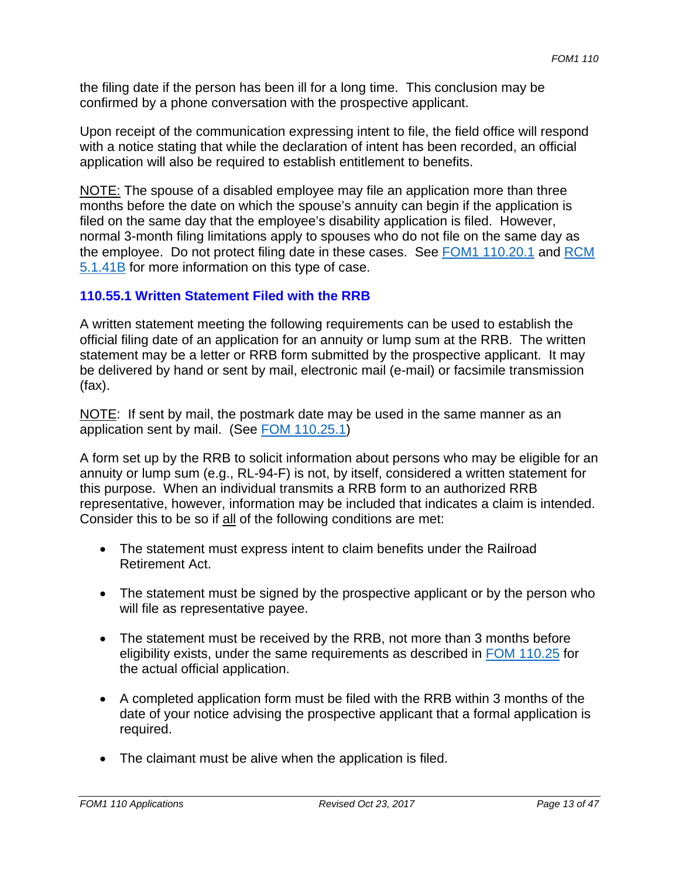the filing date if the person has been ill for a long time. This conclusion may be confirmed by a phone conversation with the prospective applicant.

Upon receipt of the communication expressing intent to file, the field office will respond with a notice stating that while the declaration of intent has been recorded, an official application will also be required to establish entitlement to benefits.

<u>NOTE:</u> The spouse of a disabled employee may file an application more than three months before the date on which the spouse's annuity can begin if the application is filed on the same day that the employee's disability application is filed. However, normal 3-month filing limitations apply to spouses who do not file on the same day as the employee. Do not protect filing date in these cases. See FOM1 110.20.1 and RCM 5.1.41B for more information on this type of case.

### 110.55.1 Written Statement Filed with the RRB

A written statement meeting the following requirements can be used to establish the official filing date of an application for an annuity or lump sum at the RRB. The written statement may be a letter or RRB form submitted by the prospective applicant. It may be delivered by hand or sent by mail, electronic mail (e-mail) or facsimile transmission (fax).

<u>NOTE</u>: If sent by mail, the postmark date may be used in the same manner as an application sent by mail. (See FOM 110.25.1)

A form set up by the RRB to solicit information about persons who may be eligible for an annuity or lump sum (e.g., RL-94-F) is not, by itself, considered a written statement for this purpose. When an individual transmits a RRB form to an authorized RRB representative, however, information may be included that indicates a claim is intended. Consider this to be so if <u>all</u> of the following conditions are met:

- The statement must express intent to claim benefits under the Railroad Retirement Act.
- The statement must be signed by the prospective applicant or by the person who will file as representative payee.
- The statement must be received by the RRB, not more than 3 months before eligibility exists, under the same requirements as described in FOM 110.25 for the actual official application.
- A completed application form must be filed with the RRB within 3 months of the date of your notice advising the prospective applicant that a formal application is required.
- The claimant must be alive when the application is filed.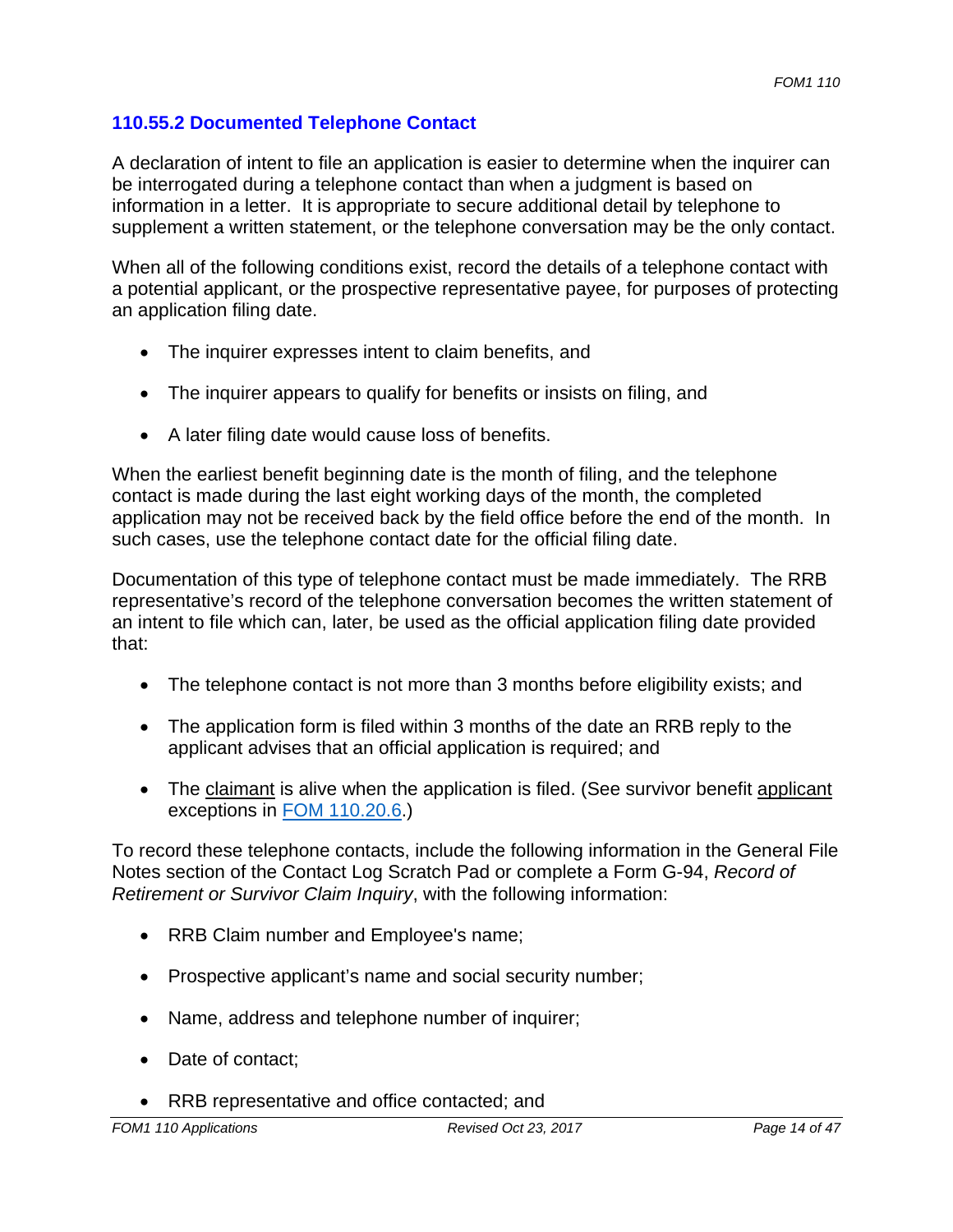### 110.55.2 Documented Telephone Contact

A declaration of intent to file an application is easier to determine when the inquirer can be interrogated during a telephone contact than when a judgment is based on information in a letter. It is appropriate to secure additional detail by telephone to supplement a written statement, or the telephone conversation may be the only contact.

When all of the following conditions exist, record the details of a telephone contact with a potential applicant, or the prospective representative payee, for purposes of protecting an application filing date.

- The inquirer expresses intent to claim benefits, and
- The inquirer appears to qualify for benefits or insists on filing, and
- A later filing date would cause loss of benefits.

When the earliest benefit beginning date is the month of filing, and the telephone contact is made during the last eight working days of the month, the completed application may not be received back by the field office before the end of the month. In such cases, use the telephone contact date for the official filing date.

Documentation of this type of telephone contact must be made immediately. The RRB representative's record of the telephone conversation becomes the written statement of an intent to file which can, later, be used as the official application filing date provided that:

- The telephone contact is not more than 3 months before eligibility exists; and
- The application form is filed within 3 months of the date an RRB reply to the applicant advises that an official application is required; and
- The claimant is alive when the application is filed. (See survivor benefit applicant exceptions in FOM 110.20.6.)

To record these telephone contacts, include the following information in the General File Notes section of the Contact Log Scratch Pad or complete a Form G-94, *Record of Retirement or Survivor Claim Inquiry*, with the following information:

- RRB Claim number and Employee's name;
- Prospective applicant's name and social security number;
- Name, address and telephone number of inquirer;
- Date of contact;
- RRB representative and office contacted; and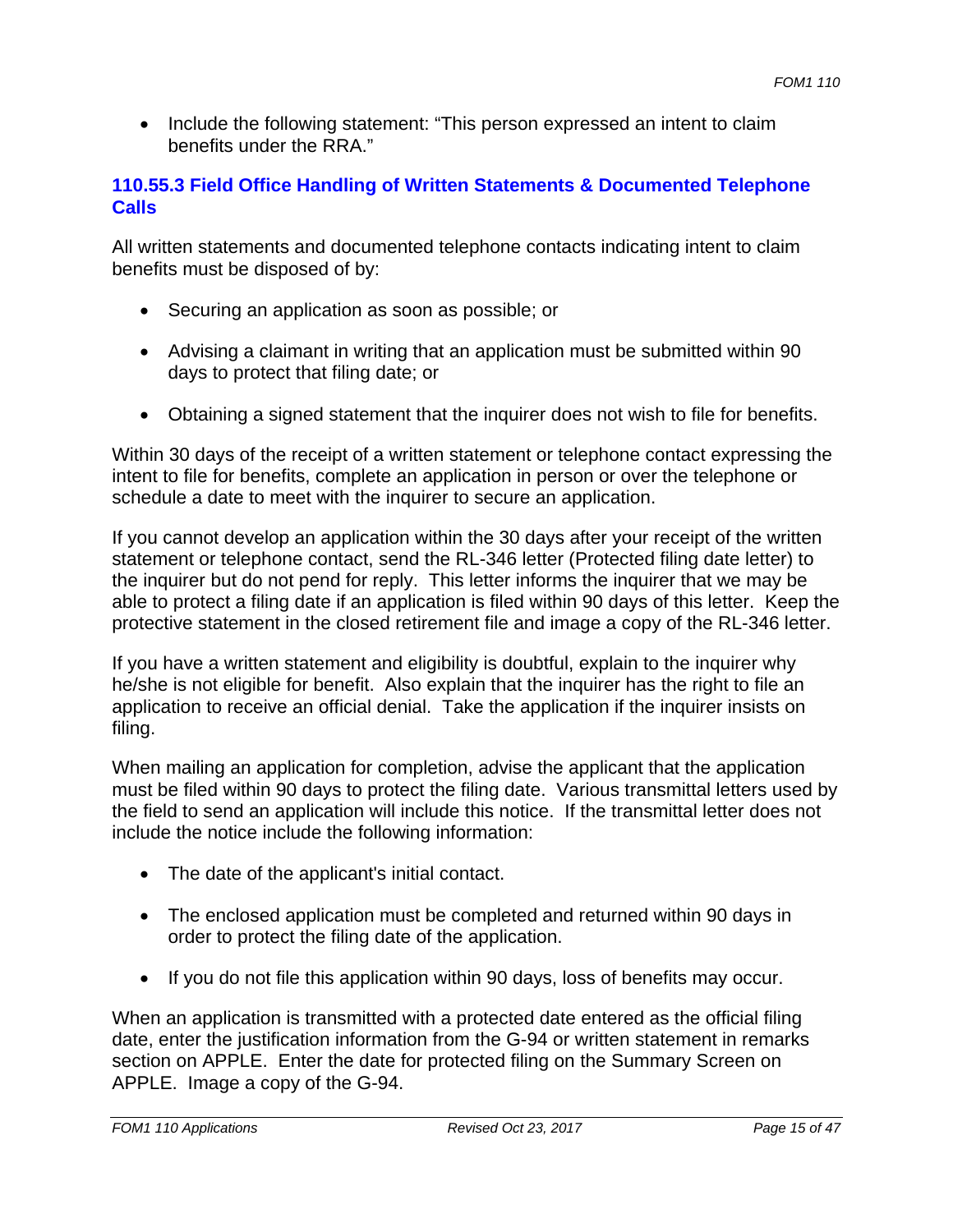- Include the following statement: "This person expressed an intent to claim benefits under the RRA."

### 110.55.3 Field Office Handling of Written Statements & Documented Telephone Calls

All written statements and documented telephone contacts indicating intent to claim benefits must be disposed of by:

- Securing an application as soon as possible; or
- Advising a claimant in writing that an application must be submitted within 90 days to protect that filing date; or
- Obtaining a signed statement that the inquirer does not wish to file for benefits.

Within 30 days of the receipt of a written statement or telephone contact expressing the intent to file for benefits, complete an application in person or over the telephone or schedule a date to meet with the inquirer to secure an application.

If you cannot develop an application within the 30 days after your receipt of the written statement or telephone contact, send the RL-346 letter (Protected filing date letter) to the inquirer but do not pend for reply. This letter informs the inquirer that we may be able to protect a filing date if an application is filed within 90 days of this letter. Keep the protective statement in the closed retirement file and image a copy of the RL-346 letter.

If you have a written statement and eligibility is doubtful, explain to the inquirer why he/she is not eligible for benefit. Also explain that the inquirer has the right to file an application to receive an official denial. Take the application if the inquirer insists on filing.

When mailing an application for completion, advise the applicant that the application must be filed within 90 days to protect the filing date. Various transmittal letters used by the field to send an application will include this notice. If the transmittal letter does not include the notice include the following information:

- The date of the applicant's initial contact.
- The enclosed application must be completed and returned within 90 days in order to protect the filing date of the application.
- If you do not file this application within 90 days, loss of benefits may occur.

When an application is transmitted with a protected date entered as the official filing date, enter the justification information from the G-94 or written statement in remarks section on APPLE. Enter the date for protected filing on the Summary Screen on APPLE. Image a copy of the G-94.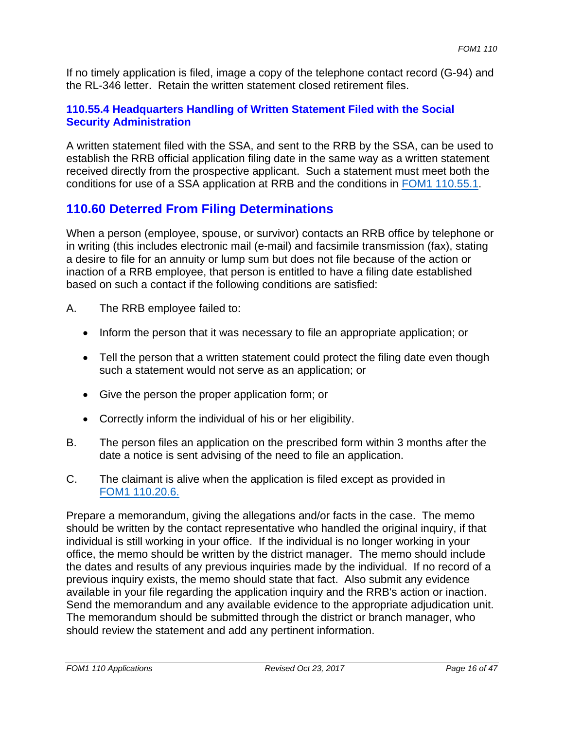If no timely application is filed, image a copy of the telephone contact record (G-94) and the RL-346 letter. Retain the written statement closed retirement files.

### 110.55.4 Headquarters Handling of Written Statement Filed with the Social Security Administration

A written statement filed with the SSA, and sent to the RRB by the SSA, can be used to establish the RRB official application filing date in the same way as a written statement received directly from the prospective applicant. Such a statement must meet both the conditions for use of a SSA application at RRB and the conditions in FOM1 110.55.1.

## 110.60 Deterred From Filing Determinations

When a person (employee, spouse, or survivor) contacts an RRB office by telephone or in writing (this includes electronic mail (e-mail) and facsimile transmission (fax), stating a desire to file for an annuity or lump sum but does not file because of the action or inaction of a RRB employee, that person is entitled to have a filing date established based on such a contact if the following conditions are satisfied:

A. The RRB employee failed to:

- Inform the person that it was necessary to file an appropriate application; or
- Tell the person that a written statement could protect the filing date even though such a statement would not serve as an application; or
- Give the person the proper application form; or
- Correctly inform the individual of his or her eligibility.

B. The person files an application on the prescribed form within 3 months after the date a notice is sent advising of the need to file an application.

C. The claimant is alive when the application is filed except as provided in FOM1 110.20.6.

Prepare a memorandum, giving the allegations and/or facts in the case. The memo should be written by the contact representative who handled the original inquiry, if that individual is still working in your office. If the individual is no longer working in your office, the memo should be written by the district manager. The memo should include the dates and results of any previous inquiries made by the individual. If no record of a previous inquiry exists, the memo should state that fact. Also submit any evidence available in your file regarding the application inquiry and the RRB's action or inaction. Send the memorandum and any available evidence to the appropriate adjudication unit. The memorandum should be submitted through the district or branch manager, who should review the statement and add any pertinent information.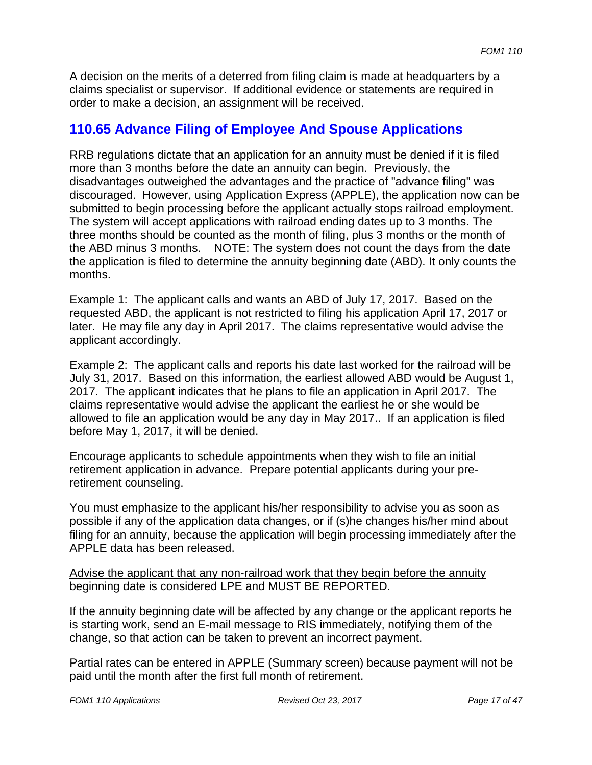A decision on the merits of a deterred from filing claim is made at headquarters by a claims specialist or supervisor. If additional evidence or statements are required in order to make a decision, an assignment will be received.

## 110.65 Advance Filing of Employee And Spouse Applications

RRB regulations dictate that an application for an annuity must be denied if it is filed more than 3 months before the date an annuity can begin. Previously, the disadvantages outweighed the advantages and the practice of "advance filing" was discouraged. However, using Application Express (APPLE), the application now can be submitted to begin processing before the applicant actually stops railroad employment. The system will accept applications with railroad ending dates up to 3 months. The three months should be counted as the month of filing, plus 3 months or the month of the ABD minus 3 months. NOTE: The system does not count the days from the date the application is filed to determine the annuity beginning date (ABD). It only counts the months.

Example 1: The applicant calls and wants an ABD of July 17, 2017. Based on the requested ABD, the applicant is not restricted to filing his application April 17, 2017 or later. He may file any day in April 2017. The claims representative would advise the applicant accordingly.

Example 2: The applicant calls and reports his date last worked for the railroad will be July 31, 2017. Based on this information, the earliest allowed ABD would be August 1, 2017. The applicant indicates that he plans to file an application in April 2017. The claims representative would advise the applicant the earliest he or she would be allowed to file an application would be any day in May 2017.. If an application is filed before May 1, 2017, it will be denied.

Encourage applicants to schedule appointments when they wish to file an initial retirement application in advance. Prepare potential applicants during your pre-retirement counseling.

You must emphasize to the applicant his/her responsibility to advise you as soon as possible if any of the application data changes, or if (s)he changes his/her mind about filing for an annuity, because the application will begin processing immediately after the APPLE data has been released.

<u>Advise the applicant that any non-railroad work that they begin before the annuity beginning date is considered LPE and MUST BE REPORTED.</u>

If the annuity beginning date will be affected by any change or the applicant reports he is starting work, send an E-mail message to RIS immediately, notifying them of the change, so that action can be taken to prevent an incorrect payment.

Partial rates can be entered in APPLE (Summary screen) because payment will not be paid until the month after the first full month of retirement.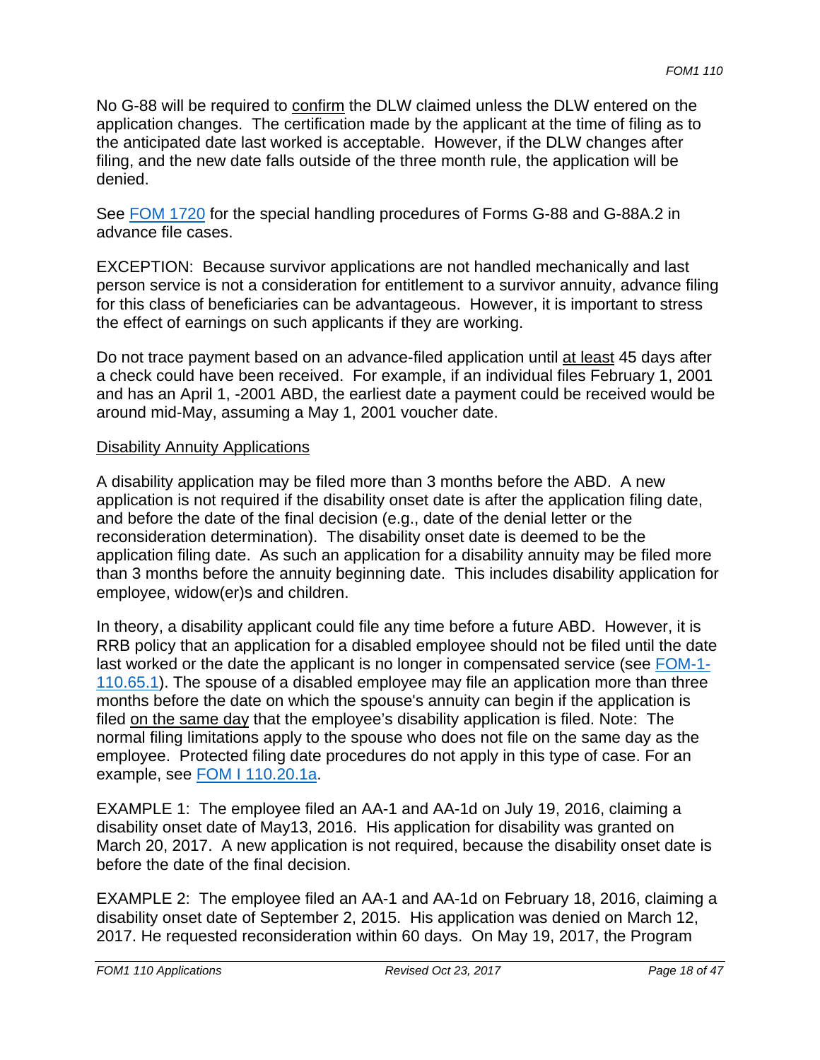No G-88 will be required to confirm the DLW claimed unless the DLW entered on the application changes. The certification made by the applicant at the time of filing as to the anticipated date last worked is acceptable. However, if the DLW changes after filing, and the new date falls outside of the three month rule, the application will be denied.

See [FOM 1720](FOM 1720) for the special handling procedures of Forms G-88 and G-88A.2 in advance file cases.

EXCEPTION: Because survivor applications are not handled mechanically and last person service is not a consideration for entitlement to a survivor annuity, advance filing for this class of beneficiaries can be advantageous. However, it is important to stress the effect of earnings on such applicants if they are working.

Do not trace payment based on an advance-filed application until at least 45 days after a check could have been received. For example, if an individual files February 1, 2001 and has an April 1, -2001 ABD, the earliest date a payment could be received would be around mid-May, assuming a May 1, 2001 voucher date.

Disability Annuity Applications

A disability application may be filed more than 3 months before the ABD. A new application is not required if the disability onset date is after the application filing date, and before the date of the final decision (e.g., date of the denial letter or the reconsideration determination). The disability onset date is deemed to be the application filing date. As such an application for a disability annuity may be filed more than 3 months before the annuity beginning date. This includes disability application for employee, widow(er)s and children.

In theory, a disability applicant could file any time before a future ABD. However, it is RRB policy that an application for a disabled employee should not be filed until the date last worked or the date the applicant is no longer in compensated service (see FOM-1-110.65.1). The spouse of a disabled employee may file an application more than three months before the date on which the spouse's annuity can begin if the application is filed on the same day that the employee's disability application is filed. Note: The normal filing limitations apply to the spouse who does not file on the same day as the employee. Protected filing date procedures do not apply in this type of case. For an example, see FOM I 110.20.1a.

EXAMPLE 1: The employee filed an AA-1 and AA-1d on July 19, 2016, claiming a disability onset date of May13, 2016. His application for disability was granted on March 20, 2017. A new application is not required, because the disability onset date is before the date of the final decision.

EXAMPLE 2: The employee filed an AA-1 and AA-1d on February 18, 2016, claiming a disability onset date of September 2, 2015. His application was denied on March 12, 2017. He requested reconsideration within 60 days. On May 19, 2017, the Program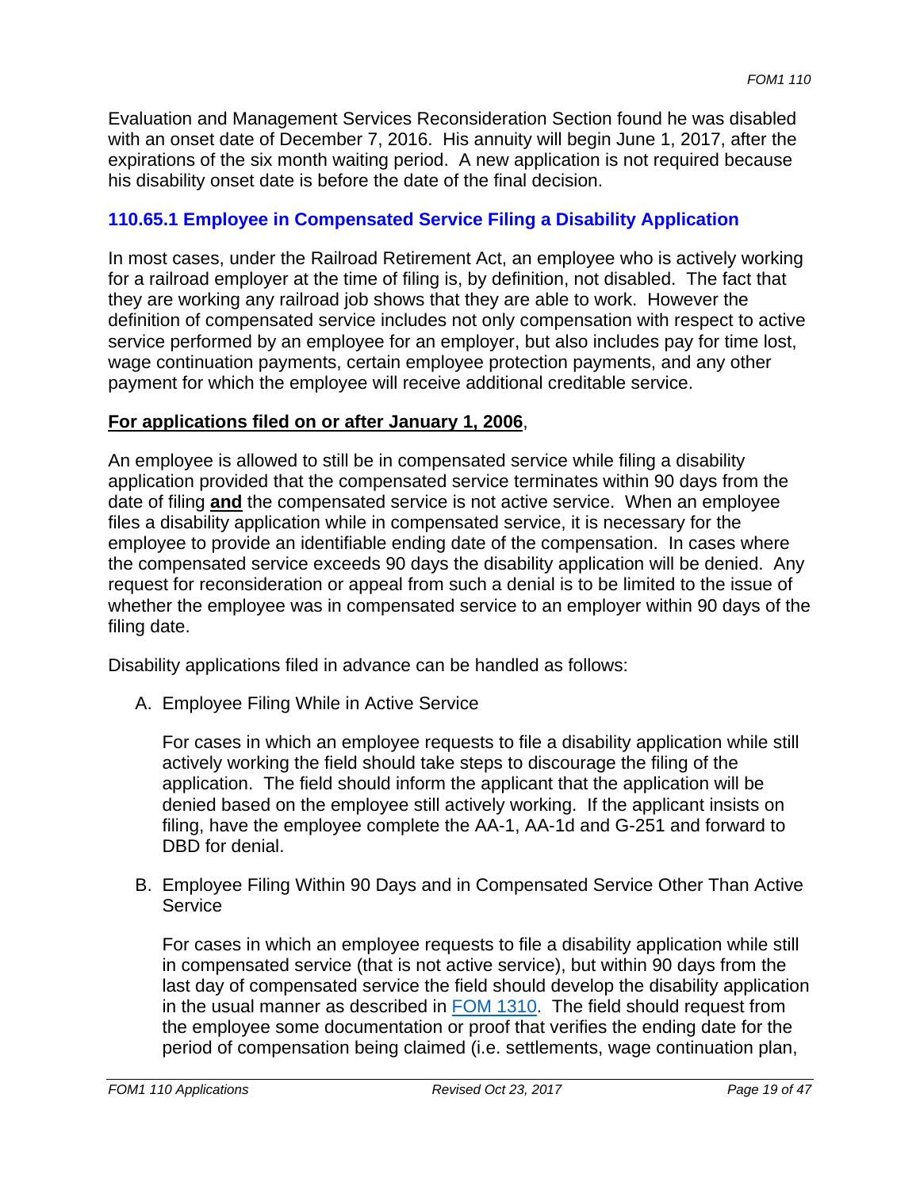Evaluation and Management Services Reconsideration Section found he was disabled with an onset date of December 7, 2016. His annuity will begin June 1, 2017, after the expirations of the six month waiting period. A new application is not required because his disability onset date is before the date of the final decision.

### 110.65.1 Employee in Compensated Service Filing a Disability Application

In most cases, under the Railroad Retirement Act, an employee who is actively working for a railroad employer at the time of filing is, by definition, not disabled. The fact that they are working any railroad job shows that they are able to work. However the definition of compensated service includes not only compensation with respect to active service performed by an employee for an employer, but also includes pay for time lost, wage continuation payments, certain employee protection payments, and any other payment for which the employee will receive additional creditable service.

**For applications filed on or after January 1, 2006**,

An employee is allowed to still be in compensated service while filing a disability application provided that the compensated service terminates within 90 days from the date of filing **and** the compensated service is not active service. When an employee files a disability application while in compensated service, it is necessary for the employee to provide an identifiable ending date of the compensation. In cases where the compensated service exceeds 90 days the disability application will be denied. Any request for reconsideration or appeal from such a denial is to be limited to the issue of whether the employee was in compensated service to an employer within 90 days of the filing date.

Disability applications filed in advance can be handled as follows:

A. Employee Filing While in Active Service

   For cases in which an employee requests to file a disability application while still actively working the field should take steps to discourage the filing of the application. The field should inform the applicant that the application will be denied based on the employee still actively working. If the applicant insists on filing, have the employee complete the AA-1, AA-1d and G-251 and forward to DBD for denial.

B. Employee Filing Within 90 Days and in Compensated Service Other Than Active Service

   For cases in which an employee requests to file a disability application while still in compensated service (that is not active service), but within 90 days from the last day of compensated service the field should develop the disability application in the usual manner as described in FOM 1310. The field should request from the employee some documentation or proof that verifies the ending date for the period of compensation being claimed (i.e. settlements, wage continuation plan,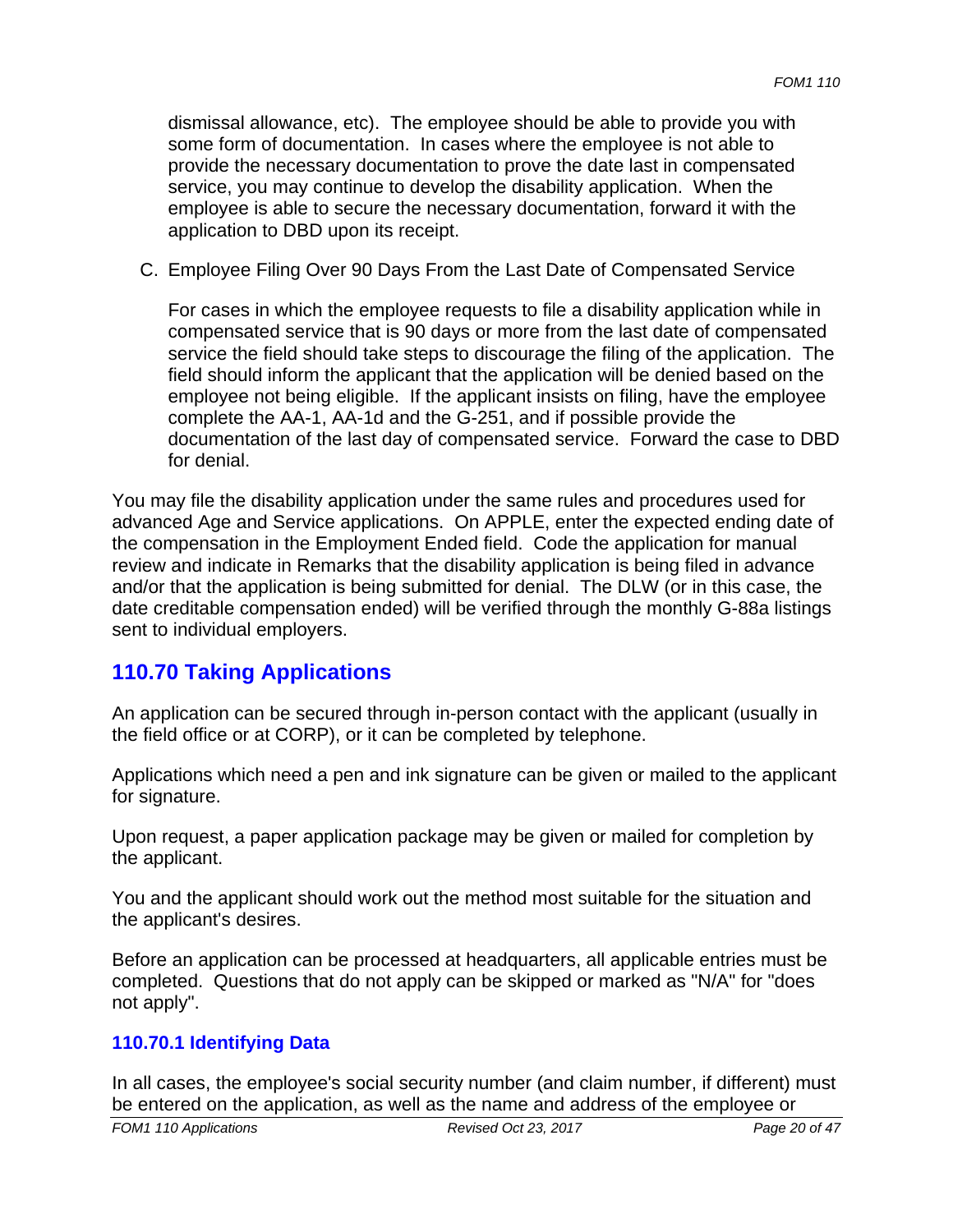dismissal allowance, etc). The employee should be able to provide you with some form of documentation. In cases where the employee is not able to provide the necessary documentation to prove the date last in compensated service, you may continue to develop the disability application. When the employee is able to secure the necessary documentation, forward it with the application to DBD upon its receipt.

C. Employee Filing Over 90 Days From the Last Date of Compensated Service

   For cases in which the employee requests to file a disability application while in compensated service that is 90 days or more from the last date of compensated service the field should take steps to discourage the filing of the application. The field should inform the applicant that the application will be denied based on the employee not being eligible. If the applicant insists on filing, have the employee complete the AA-1, AA-1d and the G-251, and if possible provide the documentation of the last day of compensated service. Forward the case to DBD for denial.

You may file the disability application under the same rules and procedures used for advanced Age and Service applications. On APPLE, enter the expected ending date of the compensation in the Employment Ended field. Code the application for manual review and indicate in Remarks that the disability application is being filed in advance and/or that the application is being submitted for denial. The DLW (or in this case, the date creditable compensation ended) will be verified through the monthly G-88a listings sent to individual employers.

## 110.70 Taking Applications

An application can be secured through in-person contact with the applicant (usually in the field office or at CORP), or it can be completed by telephone.

Applications which need a pen and ink signature can be given or mailed to the applicant for signature.

Upon request, a paper application package may be given or mailed for completion by the applicant.

You and the applicant should work out the method most suitable for the situation and the applicant's desires.

Before an application can be processed at headquarters, all applicable entries must be completed. Questions that do not apply can be skipped or marked as "N/A" for "does not apply".

### 110.70.1 Identifying Data

In all cases, the employee's social security number (and claim number, if different) must be entered on the application, as well as the name and address of the employee or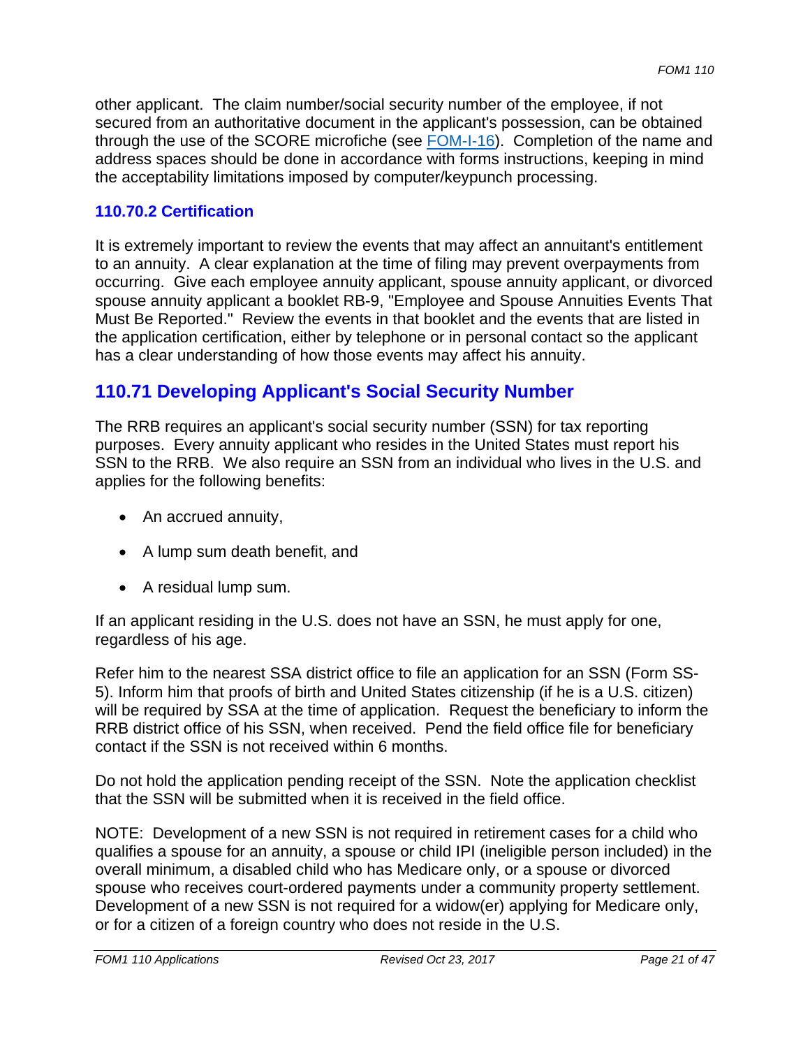other applicant. The claim number/social security number of the employee, if not secured from an authoritative document in the applicant's possession, can be obtained through the use of the SCORE microfiche (see FOM-I-16). Completion of the name and address spaces should be done in accordance with forms instructions, keeping in mind the acceptability limitations imposed by computer/keypunch processing.

### 110.70.2 Certification

It is extremely important to review the events that may affect an annuitant's entitlement to an annuity. A clear explanation at the time of filing may prevent overpayments from occurring. Give each employee annuity applicant, spouse annuity applicant, or divorced spouse annuity applicant a booklet RB-9, "Employee and Spouse Annuities Events That Must Be Reported." Review the events in that booklet and the events that are listed in the application certification, either by telephone or in personal contact so the applicant has a clear understanding of how those events may affect his annuity.

## 110.71 Developing Applicant's Social Security Number

The RRB requires an applicant's social security number (SSN) for tax reporting purposes. Every annuity applicant who resides in the United States must report his SSN to the RRB. We also require an SSN from an individual who lives in the U.S. and applies for the following benefits:

- An accrued annuity,
- A lump sum death benefit, and
- A residual lump sum.

If an applicant residing in the U.S. does not have an SSN, he must apply for one, regardless of his age.

Refer him to the nearest SSA district office to file an application for an SSN (Form SS-5). Inform him that proofs of birth and United States citizenship (if he is a U.S. citizen) will be required by SSA at the time of application. Request the beneficiary to inform the RRB district office of his SSN, when received. Pend the field office file for beneficiary contact if the SSN is not received within 6 months.

Do not hold the application pending receipt of the SSN. Note the application checklist that the SSN will be submitted when it is received in the field office.

NOTE: Development of a new SSN is not required in retirement cases for a child who qualifies a spouse for an annuity, a spouse or child IPI (ineligible person included) in the overall minimum, a disabled child who has Medicare only, or a spouse or divorced spouse who receives court-ordered payments under a community property settlement. Development of a new SSN is not required for a widow(er) applying for Medicare only, or for a citizen of a foreign country who does not reside in the U.S.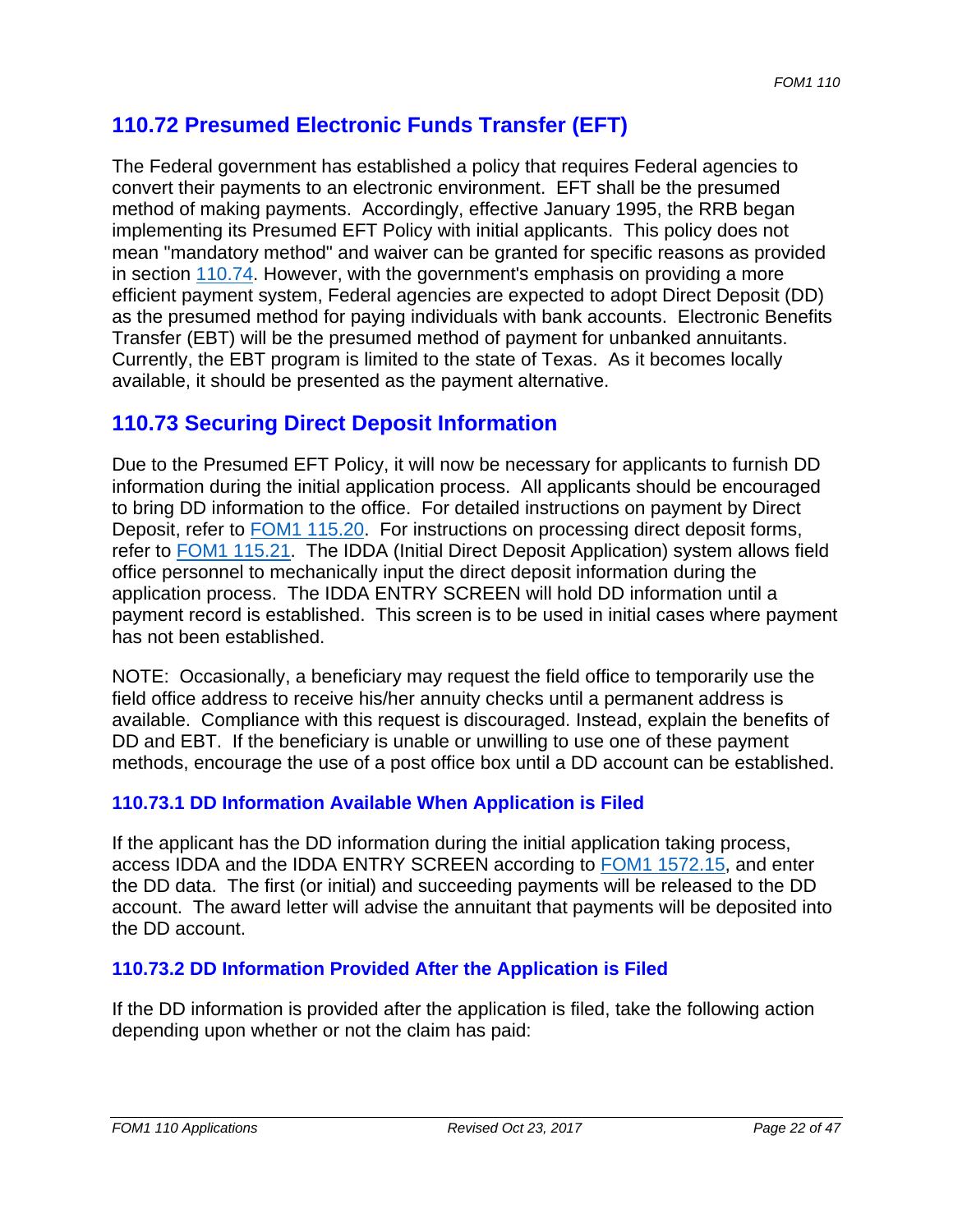## 110.72 Presumed Electronic Funds Transfer (EFT)

The Federal government has established a policy that requires Federal agencies to convert their payments to an electronic environment. EFT shall be the presumed method of making payments. Accordingly, effective January 1995, the RRB began implementing its Presumed EFT Policy with initial applicants. This policy does not mean "mandatory method" and waiver can be granted for specific reasons as provided in section 110.74. However, with the government's emphasis on providing a more efficient payment system, Federal agencies are expected to adopt Direct Deposit (DD) as the presumed method for paying individuals with bank accounts. Electronic Benefits Transfer (EBT) will be the presumed method of payment for unbanked annuitants. Currently, the EBT program is limited to the state of Texas. As it becomes locally available, it should be presented as the payment alternative.

## 110.73 Securing Direct Deposit Information

Due to the Presumed EFT Policy, it will now be necessary for applicants to furnish DD information during the initial application process. All applicants should be encouraged to bring DD information to the office. For detailed instructions on payment by Direct Deposit, refer to FOM1 115.20. For instructions on processing direct deposit forms, refer to FOM1 115.21. The IDDA (Initial Direct Deposit Application) system allows field office personnel to mechanically input the direct deposit information during the application process. The IDDA ENTRY SCREEN will hold DD information until a payment record is established. This screen is to be used in initial cases where payment has not been established.

NOTE: Occasionally, a beneficiary may request the field office to temporarily use the field office address to receive his/her annuity checks until a permanent address is available. Compliance with this request is discouraged. Instead, explain the benefits of DD and EBT. If the beneficiary is unable or unwilling to use one of these payment methods, encourage the use of a post office box until a DD account can be established.

### 110.73.1 DD Information Available When Application is Filed

If the applicant has the DD information during the initial application taking process, access IDDA and the IDDA ENTRY SCREEN according to FOM1 1572.15, and enter the DD data. The first (or initial) and succeeding payments will be released to the DD account. The award letter will advise the annuitant that payments will be deposited into the DD account.

### 110.73.2 DD Information Provided After the Application is Filed

If the DD information is provided after the application is filed, take the following action depending upon whether or not the claim has paid: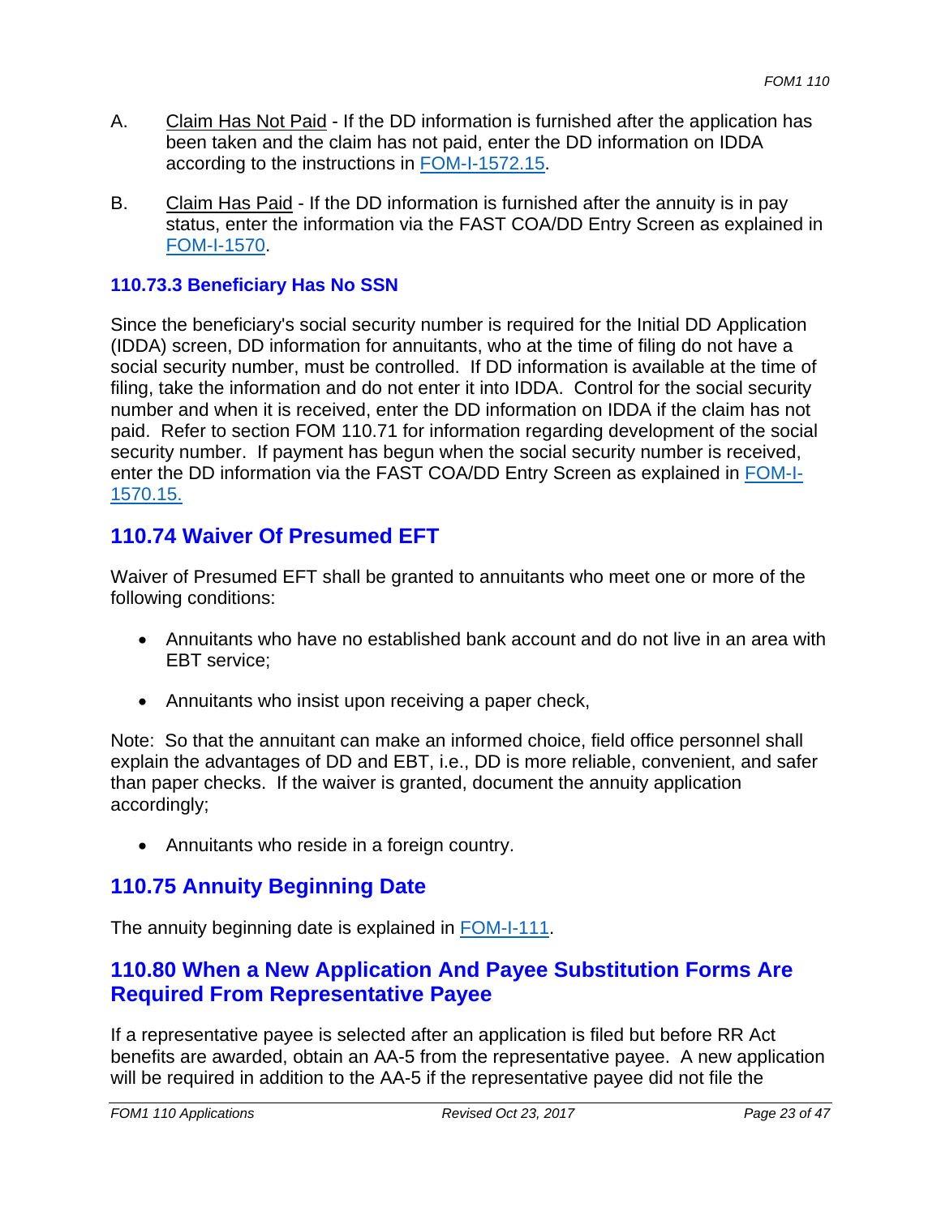A. Claim Has Not Paid - If the DD information is furnished after the application has been taken and the claim has not paid, enter the DD information on IDDA according to the instructions in FOM-I-1572.15.

B. Claim Has Paid - If the DD information is furnished after the annuity is in pay status, enter the information via the FAST COA/DD Entry Screen as explained in FOM-I-1570.

### 110.73.3 Beneficiary Has No SSN

Since the beneficiary's social security number is required for the Initial DD Application (IDDA) screen, DD information for annuitants, who at the time of filing do not have a social security number, must be controlled. If DD information is available at the time of filing, take the information and do not enter it into IDDA. Control for the social security number and when it is received, enter the DD information on IDDA if the claim has not paid. Refer to section FOM 110.71 for information regarding development of the social security number. If payment has begun when the social security number is received, enter the DD information via the FAST COA/DD Entry Screen as explained in FOM-I-1570.15.

## 110.74 Waiver Of Presumed EFT

Waiver of Presumed EFT shall be granted to annuitants who meet one or more of the following conditions:

- Annuitants who have no established bank account and do not live in an area with EBT service;
- Annuitants who insist upon receiving a paper check,

Note: So that the annuitant can make an informed choice, field office personnel shall explain the advantages of DD and EBT, i.e., DD is more reliable, convenient, and safer than paper checks. If the waiver is granted, document the annuity application accordingly;

- Annuitants who reside in a foreign country.

## 110.75 Annuity Beginning Date

The annuity beginning date is explained in FOM-I-111.

## 110.80 When a New Application And Payee Substitution Forms Are Required From Representative Payee

If a representative payee is selected after an application is filed but before RR Act benefits are awarded, obtain an AA-5 from the representative payee. A new application will be required in addition to the AA-5 if the representative payee did not file the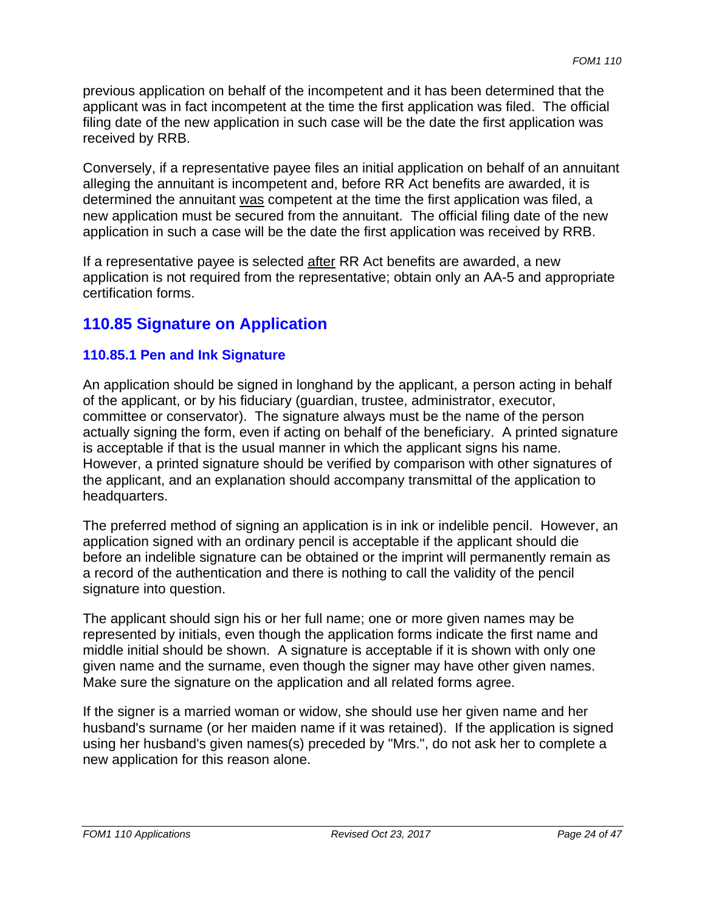previous application on behalf of the incompetent and it has been determined that the applicant was in fact incompetent at the time the first application was filed. The official filing date of the new application in such case will be the date the first application was received by RRB.

Conversely, if a representative payee files an initial application on behalf of an annuitant alleging the annuitant is incompetent and, before RR Act benefits are awarded, it is determined the annuitant was competent at the time the first application was filed, a new application must be secured from the annuitant. The official filing date of the new application in such a case will be the date the first application was received by RRB.

If a representative payee is selected after RR Act benefits are awarded, a new application is not required from the representative; obtain only an AA-5 and appropriate certification forms.

## 110.85 Signature on Application

### 110.85.1 Pen and Ink Signature

An application should be signed in longhand by the applicant, a person acting in behalf of the applicant, or by his fiduciary (guardian, trustee, administrator, executor, committee or conservator). The signature always must be the name of the person actually signing the form, even if acting on behalf of the beneficiary. A printed signature is acceptable if that is the usual manner in which the applicant signs his name. However, a printed signature should be verified by comparison with other signatures of the applicant, and an explanation should accompany transmittal of the application to headquarters.

The preferred method of signing an application is in ink or indelible pencil. However, an application signed with an ordinary pencil is acceptable if the applicant should die before an indelible signature can be obtained or the imprint will permanently remain as a record of the authentication and there is nothing to call the validity of the pencil signature into question.

The applicant should sign his or her full name; one or more given names may be represented by initials, even though the application forms indicate the first name and middle initial should be shown. A signature is acceptable if it is shown with only one given name and the surname, even though the signer may have other given names. Make sure the signature on the application and all related forms agree.

If the signer is a married woman or widow, she should use her given name and her husband's surname (or her maiden name if it was retained). If the application is signed using her husband's given names(s) preceded by "Mrs.", do not ask her to complete a new application for this reason alone.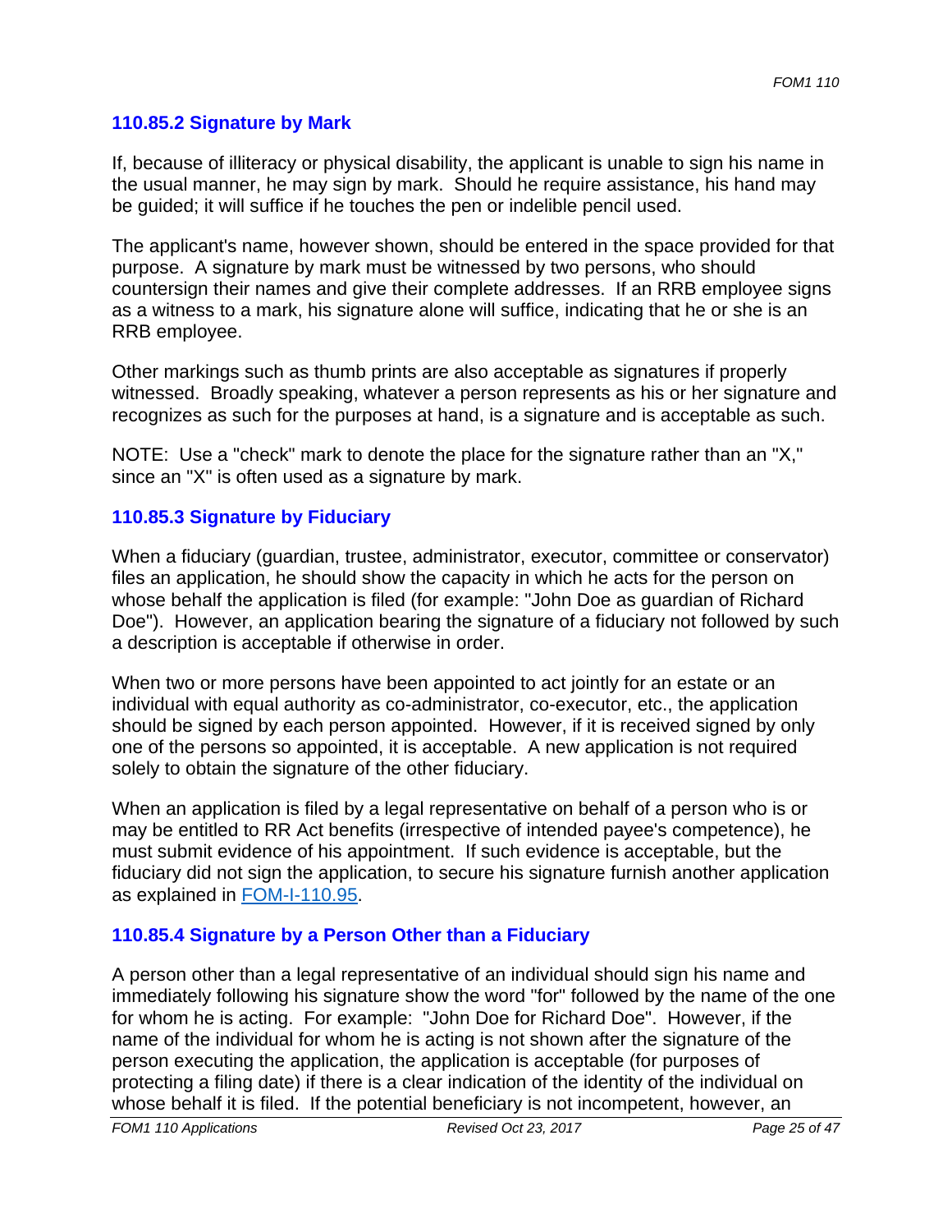### 110.85.2 Signature by Mark

If, because of illiteracy or physical disability, the applicant is unable to sign his name in the usual manner, he may sign by mark. Should he require assistance, his hand may be guided; it will suffice if he touches the pen or indelible pencil used.

The applicant's name, however shown, should be entered in the space provided for that purpose. A signature by mark must be witnessed by two persons, who should countersign their names and give their complete addresses. If an RRB employee signs as a witness to a mark, his signature alone will suffice, indicating that he or she is an RRB employee.

Other markings such as thumb prints are also acceptable as signatures if properly witnessed. Broadly speaking, whatever a person represents as his or her signature and recognizes as such for the purposes at hand, is a signature and is acceptable as such.

NOTE: Use a "check" mark to denote the place for the signature rather than an "X," since an "X" is often used as a signature by mark.

### 110.85.3 Signature by Fiduciary

When a fiduciary (guardian, trustee, administrator, executor, committee or conservator) files an application, he should show the capacity in which he acts for the person on whose behalf the application is filed (for example: "John Doe as guardian of Richard Doe"). However, an application bearing the signature of a fiduciary not followed by such a description is acceptable if otherwise in order.

When two or more persons have been appointed to act jointly for an estate or an individual with equal authority as co-administrator, co-executor, etc., the application should be signed by each person appointed. However, if it is received signed by only one of the persons so appointed, it is acceptable. A new application is not required solely to obtain the signature of the other fiduciary.

When an application is filed by a legal representative on behalf of a person who is or may be entitled to RR Act benefits (irrespective of intended payee's competence), he must submit evidence of his appointment. If such evidence is acceptable, but the fiduciary did not sign the application, to secure his signature furnish another application as explained in FOM-I-110.95.

### 110.85.4 Signature by a Person Other than a Fiduciary

A person other than a legal representative of an individual should sign his name and immediately following his signature show the word "for" followed by the name of the one for whom he is acting. For example: "John Doe for Richard Doe". However, if the name of the individual for whom he is acting is not shown after the signature of the person executing the application, the application is acceptable (for purposes of protecting a filing date) if there is a clear indication of the identity of the individual on whose behalf it is filed. If the potential beneficiary is not incompetent, however, an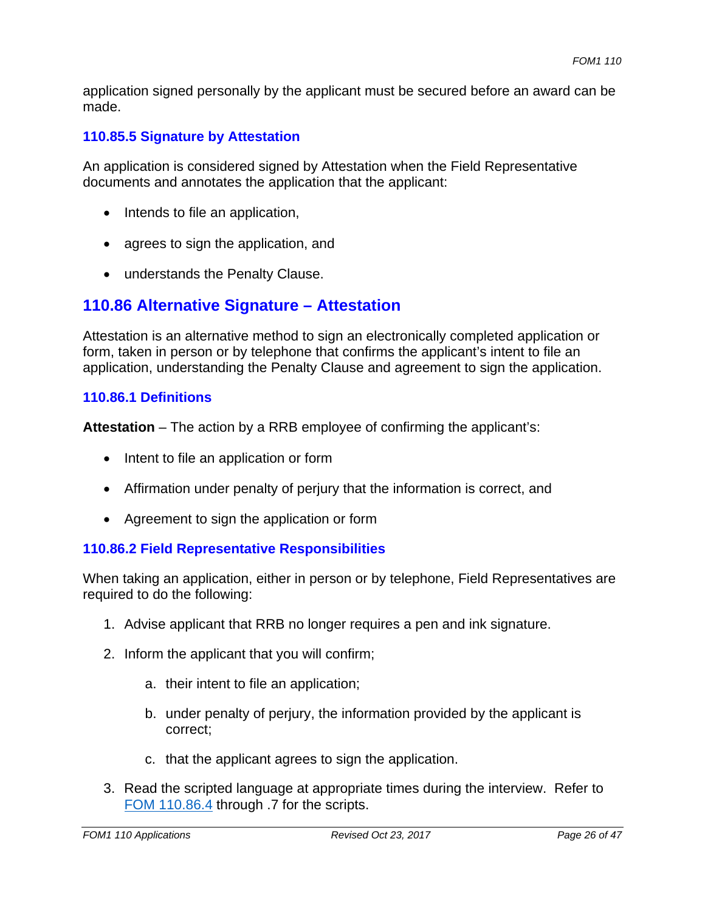application signed personally by the applicant must be secured before an award can be made.

### 110.85.5 Signature by Attestation

An application is considered signed by Attestation when the Field Representative documents and annotates the application that the applicant:

- Intends to file an application,
- agrees to sign the application, and
- understands the Penalty Clause.

## 110.86 Alternative Signature – Attestation

Attestation is an alternative method to sign an electronically completed application or form, taken in person or by telephone that confirms the applicant's intent to file an application, understanding the Penalty Clause and agreement to sign the application.

### 110.86.1 Definitions

**Attestation** – The action by a RRB employee of confirming the applicant's:

- Intent to file an application or form
- Affirmation under penalty of perjury that the information is correct, and
- Agreement to sign the application or form

### 110.86.2 Field Representative Responsibilities

When taking an application, either in person or by telephone, Field Representatives are required to do the following:

1. Advise applicant that RRB no longer requires a pen and ink signature.
2. Inform the applicant that you will confirm;
   a. their intent to file an application;
   b. under penalty of perjury, the information provided by the applicant is correct;
   c. that the applicant agrees to sign the application.
3. Read the scripted language at appropriate times during the interview. Refer to FOM 110.86.4 through .7 for the scripts.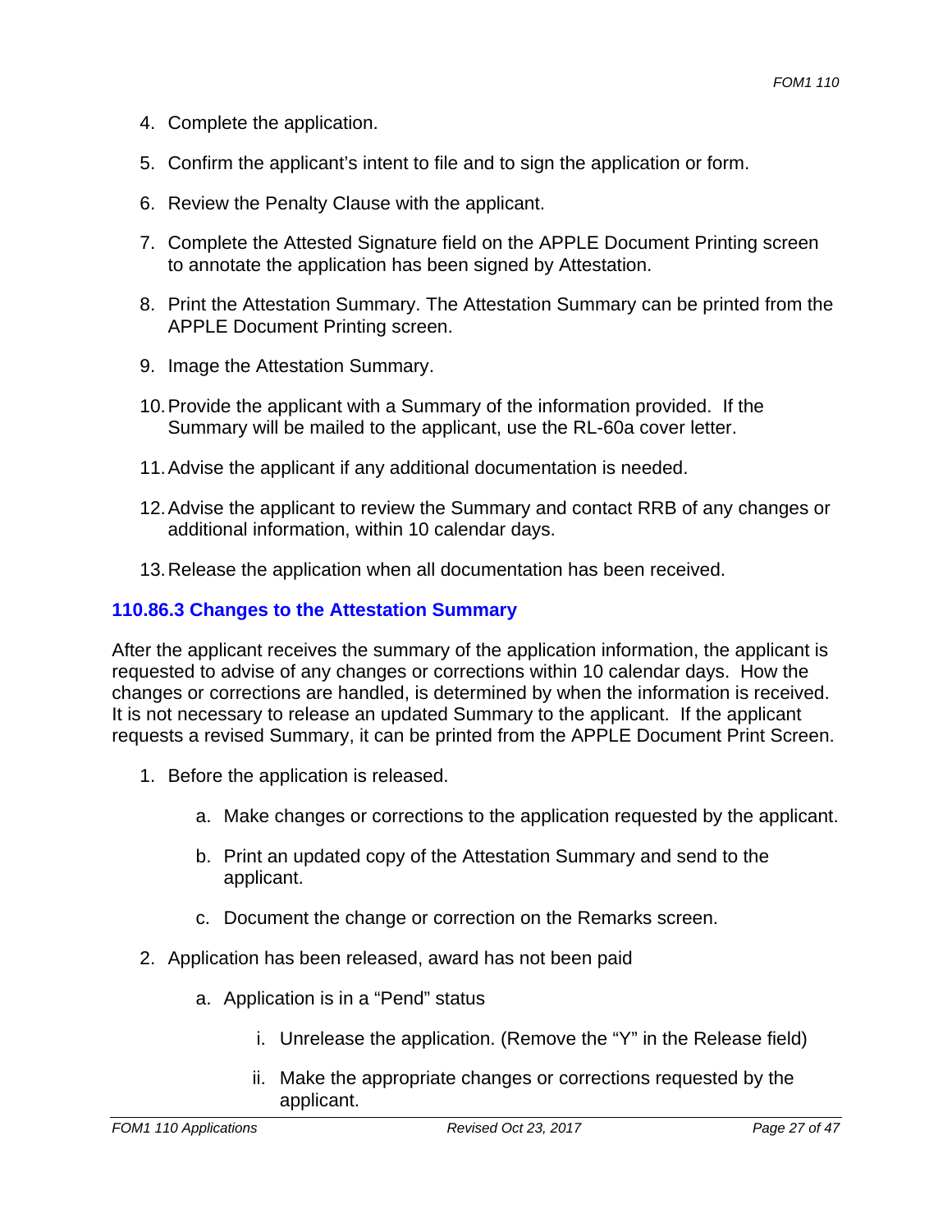4. Complete the application.

5. Confirm the applicant's intent to file and to sign the application or form.

6. Review the Penalty Clause with the applicant.

7. Complete the Attested Signature field on the APPLE Document Printing screen to annotate the application has been signed by Attestation.

8. Print the Attestation Summary. The Attestation Summary can be printed from the APPLE Document Printing screen.

9. Image the Attestation Summary.

10. Provide the applicant with a Summary of the information provided. If the Summary will be mailed to the applicant, use the RL-60a cover letter.

11. Advise the applicant if any additional documentation is needed.

12. Advise the applicant to review the Summary and contact RRB of any changes or additional information, within 10 calendar days.

13. Release the application when all documentation has been received.

### 110.86.3 Changes to the Attestation Summary

After the applicant receives the summary of the application information, the applicant is requested to advise of any changes or corrections within 10 calendar days. How the changes or corrections are handled, is determined by when the information is received. It is not necessary to release an updated Summary to the applicant. If the applicant requests a revised Summary, it can be printed from the APPLE Document Print Screen.

1. Before the application is released.

    a. Make changes or corrections to the application requested by the applicant.

    b. Print an updated copy of the Attestation Summary and send to the applicant.

    c. Document the change or correction on the Remarks screen.

2. Application has been released, award has not been paid

    a. Application is in a "Pend" status

        i. Unrelease the application. (Remove the "Y" in the Release field)

        ii. Make the appropriate changes or corrections requested by the applicant.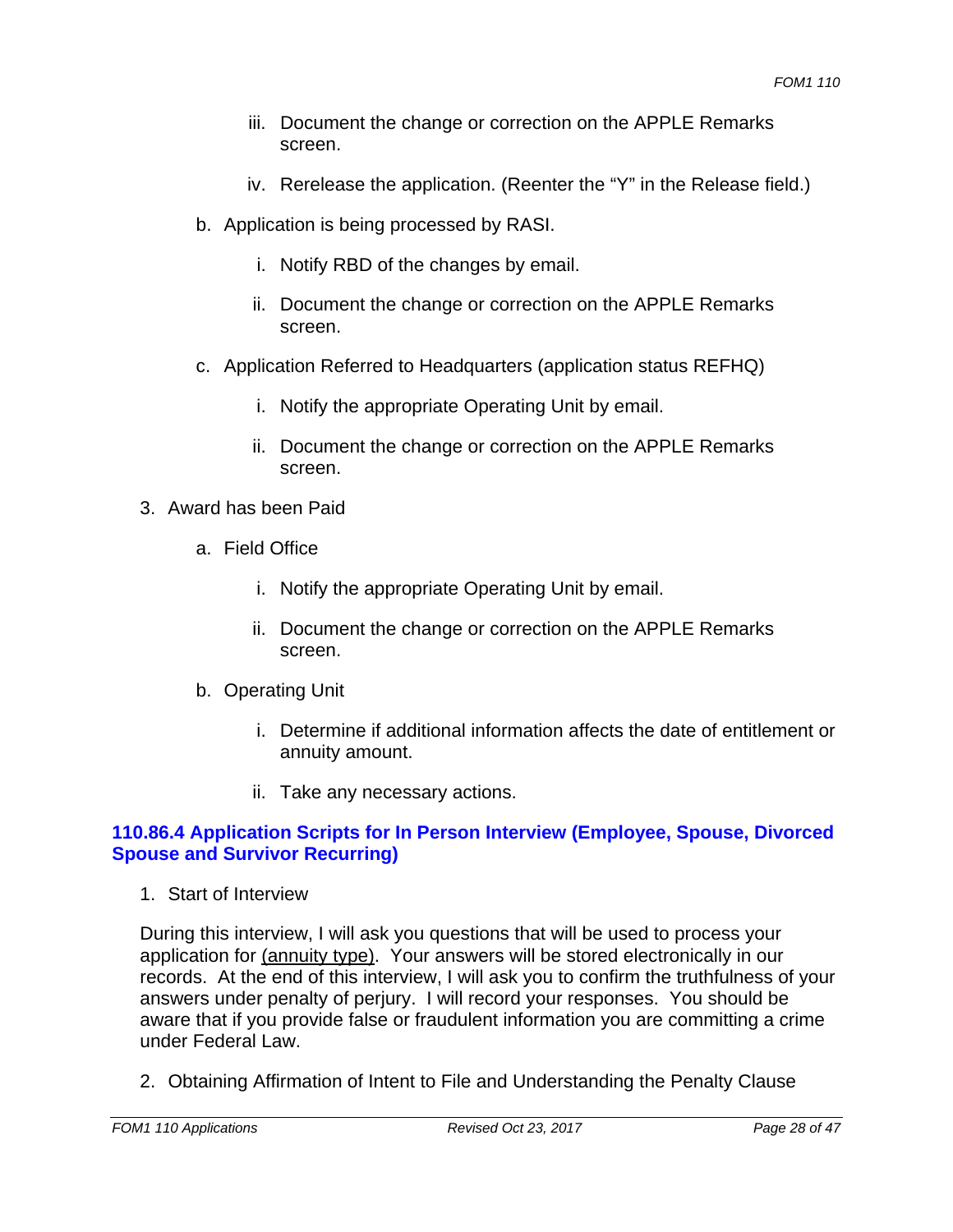iii. Document the change or correction on the APPLE Remarks screen.

   iv. Rerelease the application. (Reenter the “Y” in the Release field.)

   b. Application is being processed by RASI.

      i. Notify RBD of the changes by email.

      ii. Document the change or correction on the APPLE Remarks screen.

   c. Application Referred to Headquarters (application status REFHQ)

      i. Notify the appropriate Operating Unit by email.

      ii. Document the change or correction on the APPLE Remarks screen.

3. Award has been Paid

   a. Field Office

      i. Notify the appropriate Operating Unit by email.

      ii. Document the change or correction on the APPLE Remarks screen.

   b. Operating Unit

      i. Determine if additional information affects the date of entitlement or annuity amount.

      ii. Take any necessary actions.

### 110.86.4 Application Scripts for In Person Interview (Employee, Spouse, Divorced Spouse and Survivor Recurring)

1. Start of Interview

During this interview, I will ask you questions that will be used to process your application for <u>(annuity type)</u>. Your answers will be stored electronically in our records. At the end of this interview, I will ask you to confirm the truthfulness of your answers under penalty of perjury. I will record your responses. You should be aware that if you provide false or fraudulent information you are committing a crime under Federal Law.

2. Obtaining Affirmation of Intent to File and Understanding the Penalty Clause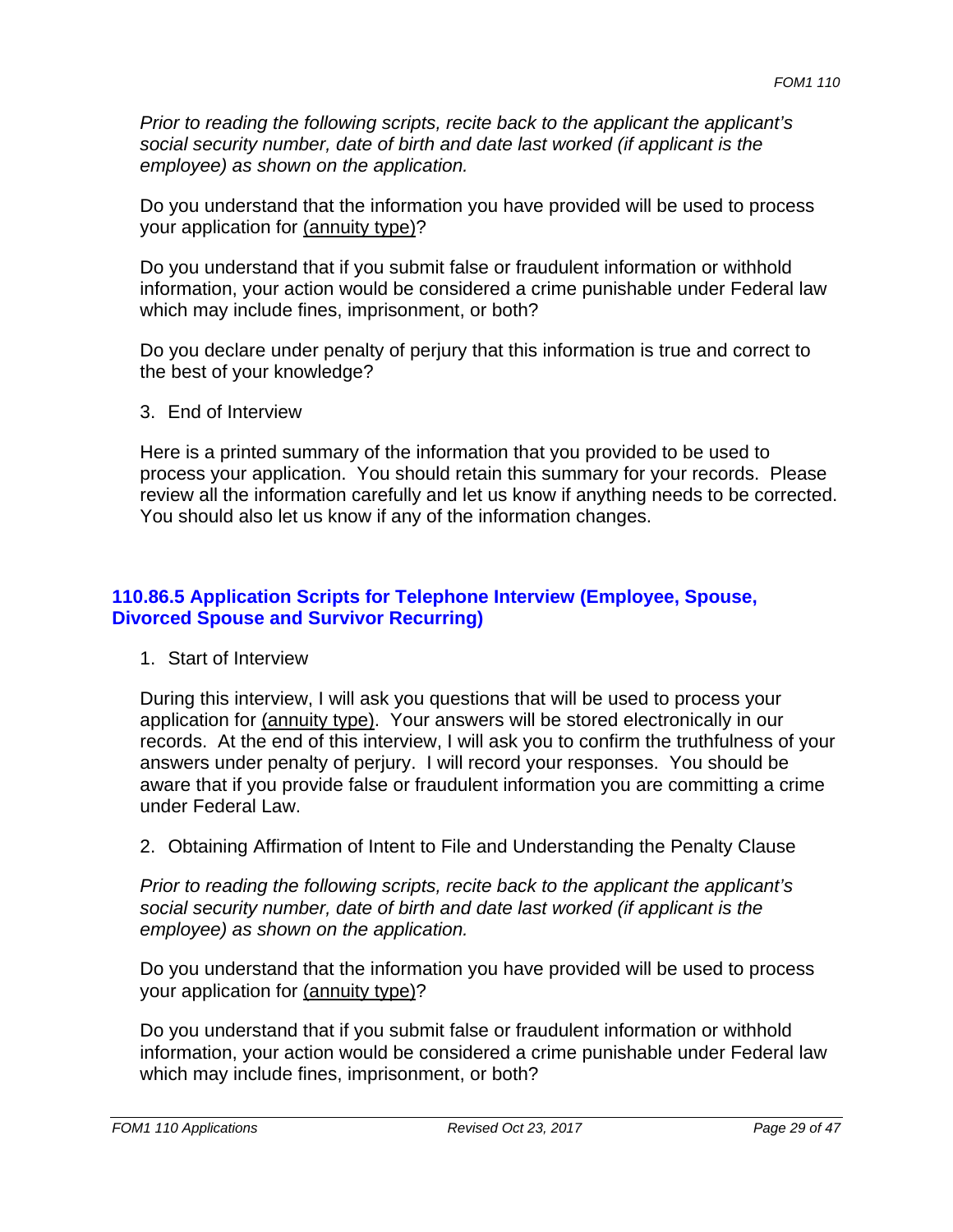*Prior to reading the following scripts, recite back to the applicant the applicant's social security number, date of birth and date last worked (if applicant is the employee) as shown on the application.*

Do you understand that the information you have provided will be used to process your application for <u>(annuity type)</u>?

Do you understand that if you submit false or fraudulent information or withhold information, your action would be considered a crime punishable under Federal law which may include fines, imprisonment, or both?

Do you declare under penalty of perjury that this information is true and correct to the best of your knowledge?

3. End of Interview

Here is a printed summary of the information that you provided to be used to process your application. You should retain this summary for your records. Please review all the information carefully and let us know if anything needs to be corrected. You should also let us know if any of the information changes.

## 110.86.5 Application Scripts for Telephone Interview (Employee, Spouse, Divorced Spouse and Survivor Recurring)

1. Start of Interview

During this interview, I will ask you questions that will be used to process your application for <u>(annuity type)</u>. Your answers will be stored electronically in our records. At the end of this interview, I will ask you to confirm the truthfulness of your answers under penalty of perjury. I will record your responses. You should be aware that if you provide false or fraudulent information you are committing a crime under Federal Law.

2. Obtaining Affirmation of Intent to File and Understanding the Penalty Clause

*Prior to reading the following scripts, recite back to the applicant the applicant's social security number, date of birth and date last worked (if applicant is the employee) as shown on the application.*

Do you understand that the information you have provided will be used to process your application for <u>(annuity type)</u>?

Do you understand that if you submit false or fraudulent information or withhold information, your action would be considered a crime punishable under Federal law which may include fines, imprisonment, or both?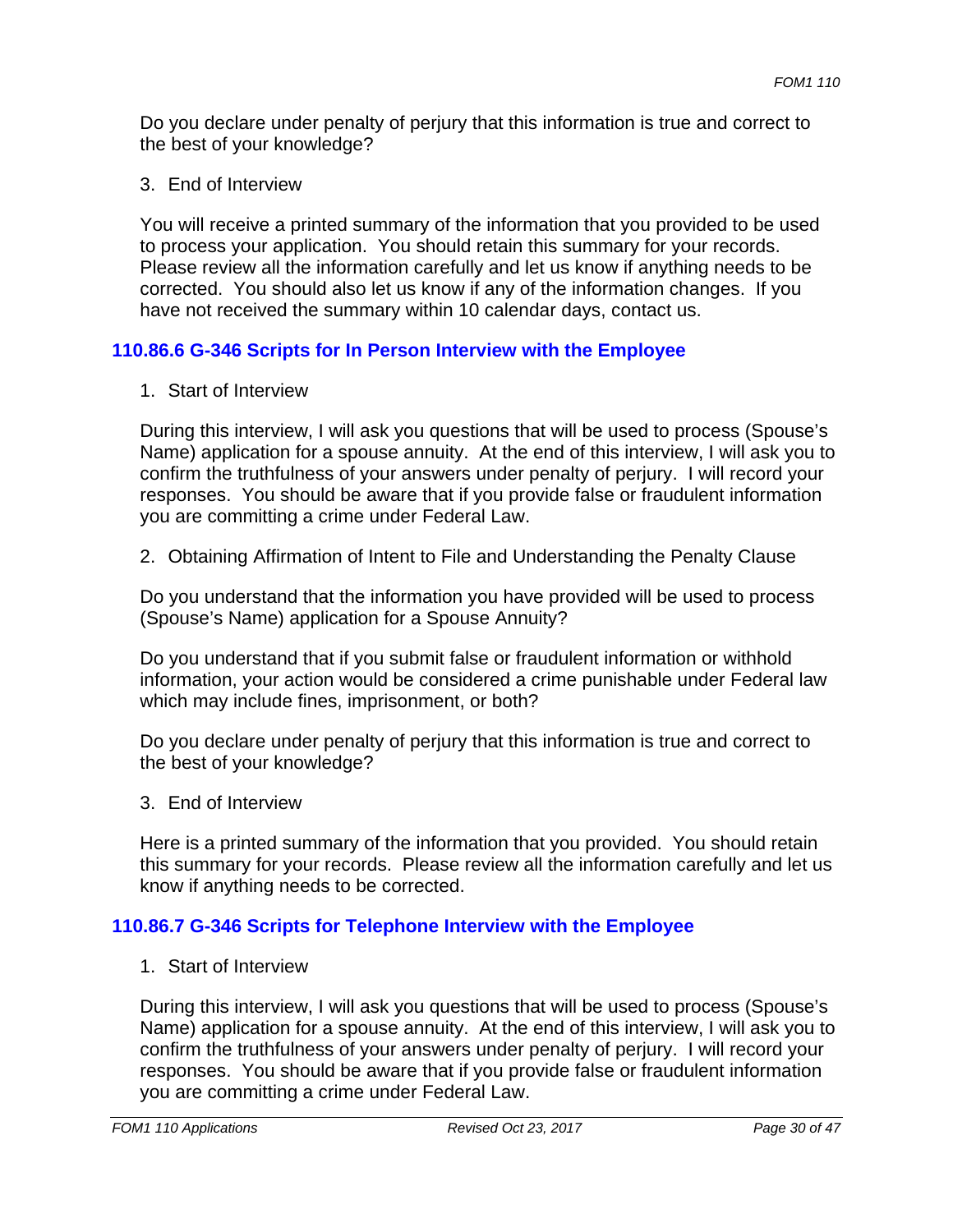Do you declare under penalty of perjury that this information is true and correct to the best of your knowledge?

3. End of Interview

You will receive a printed summary of the information that you provided to be used to process your application. You should retain this summary for your records. Please review all the information carefully and let us know if anything needs to be corrected. You should also let us know if any of the information changes. If you have not received the summary within 10 calendar days, contact us.

### 110.86.6 G-346 Scripts for In Person Interview with the Employee

1. Start of Interview

During this interview, I will ask you questions that will be used to process (Spouse's Name) application for a spouse annuity. At the end of this interview, I will ask you to confirm the truthfulness of your answers under penalty of perjury. I will record your responses. You should be aware that if you provide false or fraudulent information you are committing a crime under Federal Law.

2. Obtaining Affirmation of Intent to File and Understanding the Penalty Clause

Do you understand that the information you have provided will be used to process (Spouse's Name) application for a Spouse Annuity?

Do you understand that if you submit false or fraudulent information or withhold information, your action would be considered a crime punishable under Federal law which may include fines, imprisonment, or both?

Do you declare under penalty of perjury that this information is true and correct to the best of your knowledge?

3. End of Interview

Here is a printed summary of the information that you provided. You should retain this summary for your records. Please review all the information carefully and let us know if anything needs to be corrected.

### 110.86.7 G-346 Scripts for Telephone Interview with the Employee

1. Start of Interview

During this interview, I will ask you questions that will be used to process (Spouse's Name) application for a spouse annuity. At the end of this interview, I will ask you to confirm the truthfulness of your answers under penalty of perjury. I will record your responses. You should be aware that if you provide false or fraudulent information you are committing a crime under Federal Law.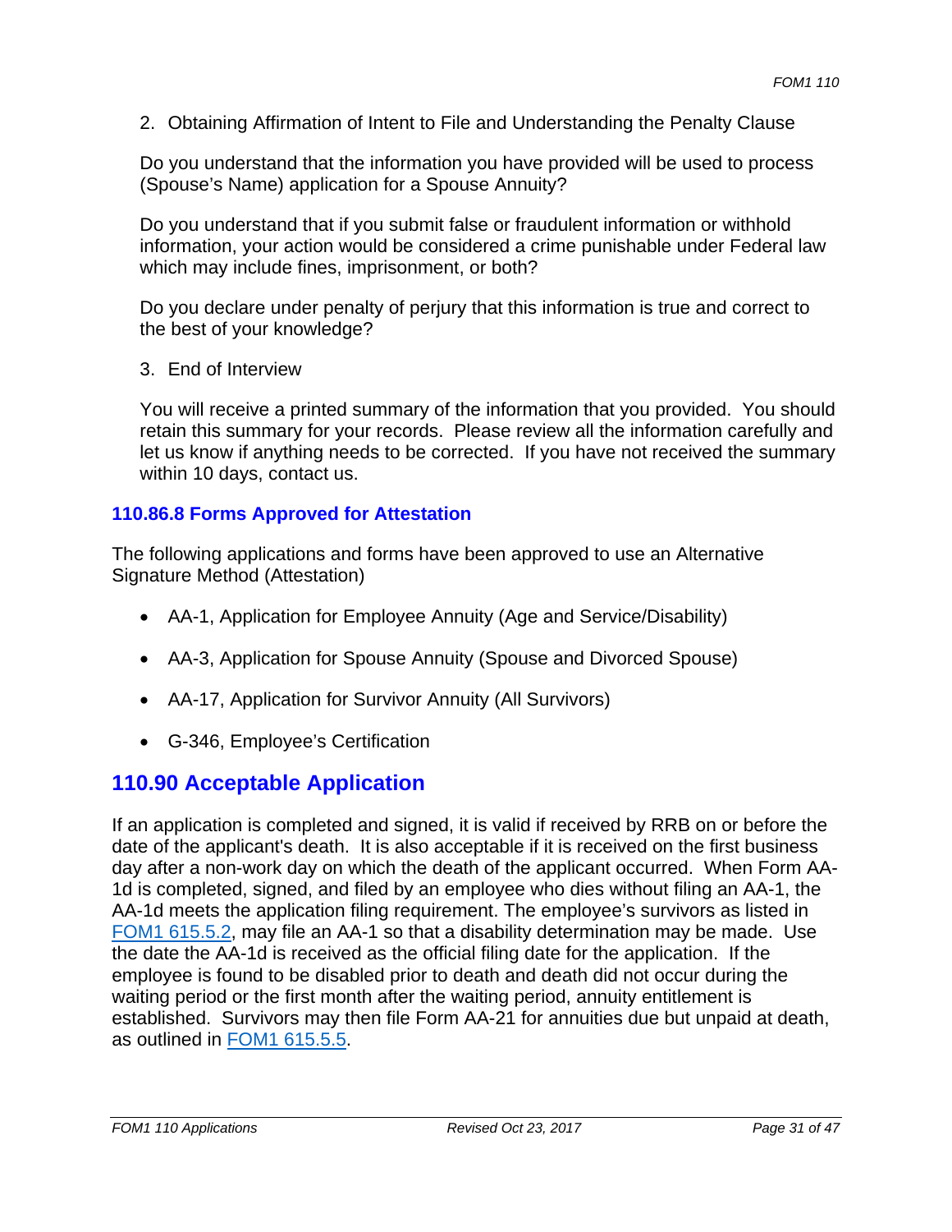2. Obtaining Affirmation of Intent to File and Understanding the Penalty Clause

Do you understand that the information you have provided will be used to process (Spouse's Name) application for a Spouse Annuity?

Do you understand that if you submit false or fraudulent information or withhold information, your action would be considered a crime punishable under Federal law which may include fines, imprisonment, or both?

Do you declare under penalty of perjury that this information is true and correct to the best of your knowledge?

3. End of Interview

You will receive a printed summary of the information that you provided. You should retain this summary for your records. Please review all the information carefully and let us know if anything needs to be corrected. If you have not received the summary within 10 days, contact us.

### 110.86.8 Forms Approved for Attestation

The following applications and forms have been approved to use an Alternative Signature Method (Attestation)

- AA-1, Application for Employee Annuity (Age and Service/Disability)
- AA-3, Application for Spouse Annuity (Spouse and Divorced Spouse)
- AA-17, Application for Survivor Annuity (All Survivors)
- G-346, Employee's Certification

## 110.90 Acceptable Application

If an application is completed and signed, it is valid if received by RRB on or before the date of the applicant's death. It is also acceptable if it is received on the first business day after a non-work day on which the death of the applicant occurred. When Form AA-1d is completed, signed, and filed by an employee who dies without filing an AA-1, the AA-1d meets the application filing requirement. The employee's survivors as listed in FOM1 615.5.2, may file an AA-1 so that a disability determination may be made. Use the date the AA-1d is received as the official filing date for the application. If the employee is found to be disabled prior to death and death did not occur during the waiting period or the first month after the waiting period, annuity entitlement is established. Survivors may then file Form AA-21 for annuities due but unpaid at death, as outlined in FOM1 615.5.5.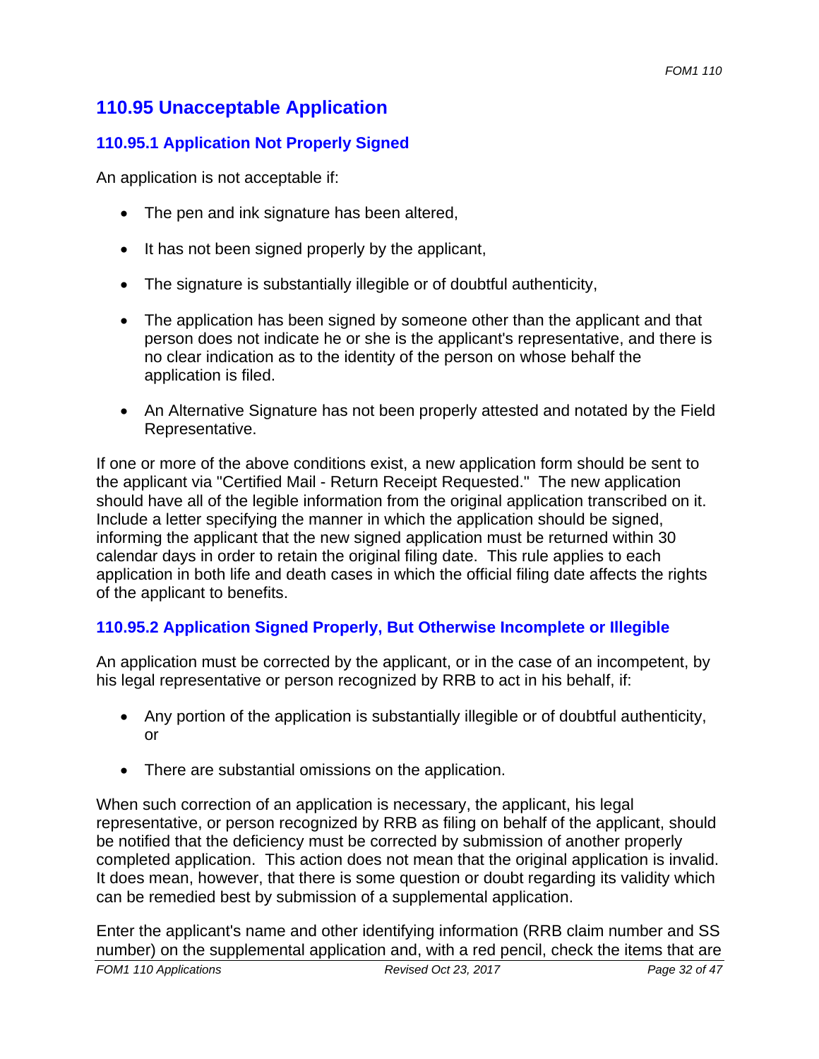## 110.95 Unacceptable Application

### 110.95.1 Application Not Properly Signed

An application is not acceptable if:

- The pen and ink signature has been altered,
- It has not been signed properly by the applicant,
- The signature is substantially illegible or of doubtful authenticity,
- The application has been signed by someone other than the applicant and that person does not indicate he or she is the applicant's representative, and there is no clear indication as to the identity of the person on whose behalf the application is filed.
- An Alternative Signature has not been properly attested and notated by the Field Representative.

If one or more of the above conditions exist, a new application form should be sent to the applicant via "Certified Mail - Return Receipt Requested." The new application should have all of the legible information from the original application transcribed on it. Include a letter specifying the manner in which the application should be signed, informing the applicant that the new signed application must be returned within 30 calendar days in order to retain the original filing date. This rule applies to each application in both life and death cases in which the official filing date affects the rights of the applicant to benefits.

### 110.95.2 Application Signed Properly, But Otherwise Incomplete or Illegible

An application must be corrected by the applicant, or in the case of an incompetent, by his legal representative or person recognized by RRB to act in his behalf, if:

- Any portion of the application is substantially illegible or of doubtful authenticity, or
- There are substantial omissions on the application.

When such correction of an application is necessary, the applicant, his legal representative, or person recognized by RRB as filing on behalf of the applicant, should be notified that the deficiency must be corrected by submission of another properly completed application. This action does not mean that the original application is invalid. It does mean, however, that there is some question or doubt regarding its validity which can be remedied best by submission of a supplemental application.

Enter the applicant's name and other identifying information (RRB claim number and SS number) on the supplemental application and, with a red pencil, check the items that are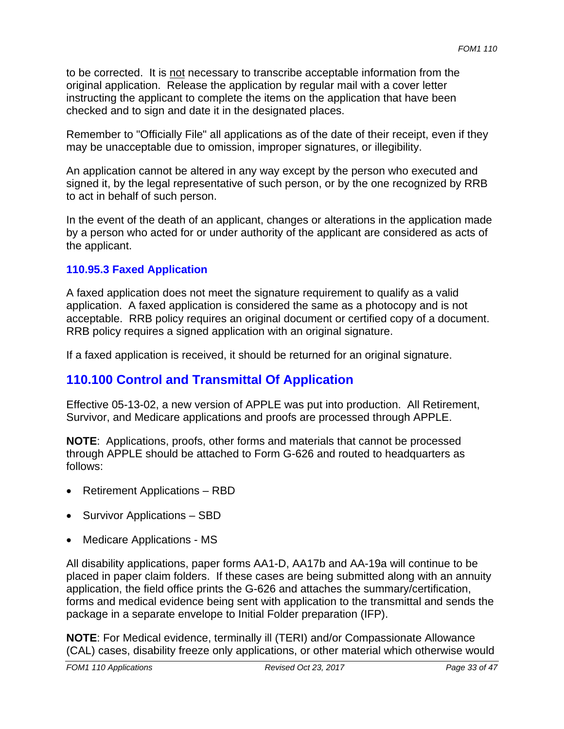to be corrected. It is not necessary to transcribe acceptable information from the original application. Release the application by regular mail with a cover letter instructing the applicant to complete the items on the application that have been checked and to sign and date it in the designated places.

Remember to "Officially File" all applications as of the date of their receipt, even if they may be unacceptable due to omission, improper signatures, or illegibility.

An application cannot be altered in any way except by the person who executed and signed it, by the legal representative of such person, or by the one recognized by RRB to act in behalf of such person.

In the event of the death of an applicant, changes or alterations in the application made by a person who acted for or under authority of the applicant are considered as acts of the applicant.

### 110.95.3 Faxed Application

A faxed application does not meet the signature requirement to qualify as a valid application. A faxed application is considered the same as a photocopy and is not acceptable. RRB policy requires an original document or certified copy of a document. RRB policy requires a signed application with an original signature.

If a faxed application is received, it should be returned for an original signature.

## 110.100 Control and Transmittal Of Application

Effective 05-13-02, a new version of APPLE was put into production. All Retirement, Survivor, and Medicare applications and proofs are processed through APPLE.

**NOTE**: Applications, proofs, other forms and materials that cannot be processed through APPLE should be attached to Form G-626 and routed to headquarters as follows:

- Retirement Applications – RBD
- Survivor Applications – SBD
- Medicare Applications - MS

All disability applications, paper forms AA1-D, AA17b and AA-19a will continue to be placed in paper claim folders. If these cases are being submitted along with an annuity application, the field office prints the G-626 and attaches the summary/certification, forms and medical evidence being sent with application to the transmittal and sends the package in a separate envelope to Initial Folder preparation (IFP).

**NOTE**: For Medical evidence, terminally ill (TERI) and/or Compassionate Allowance (CAL) cases, disability freeze only applications, or other material which otherwise would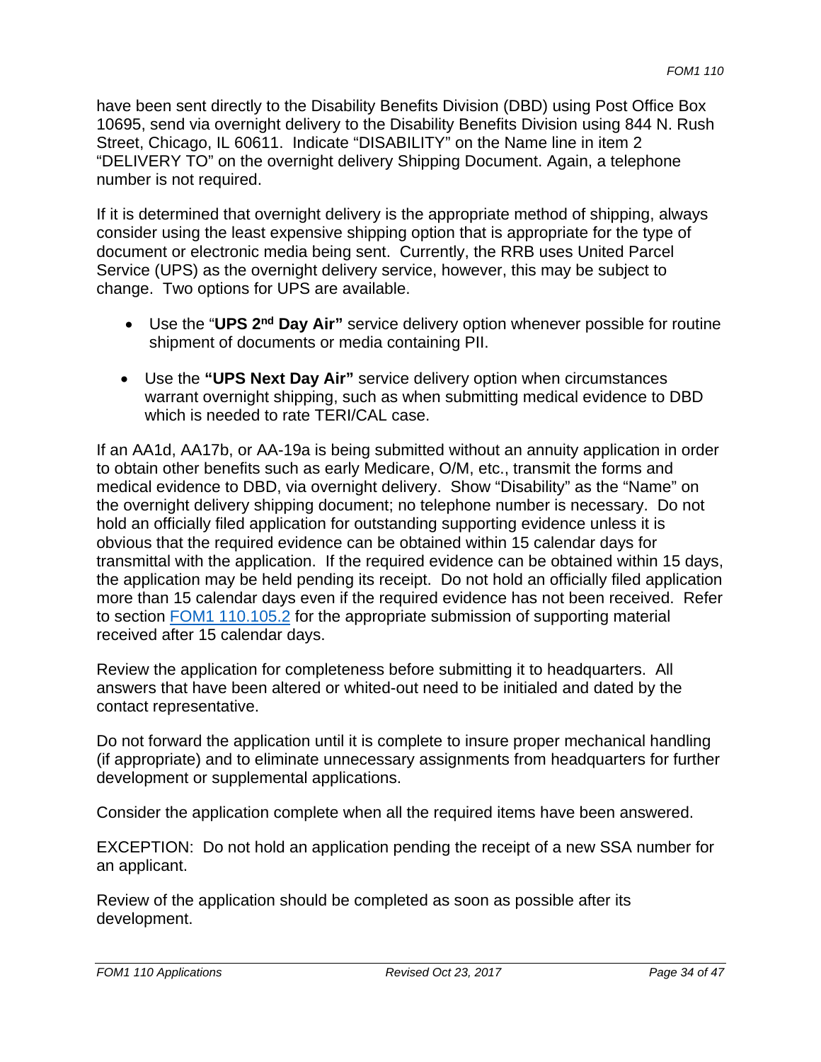have been sent directly to the Disability Benefits Division (DBD) using Post Office Box 10695, send via overnight delivery to the Disability Benefits Division using 844 N. Rush Street, Chicago, IL 60611. Indicate "DISABILITY" on the Name line in item 2 "DELIVERY TO" on the overnight delivery Shipping Document. Again, a telephone number is not required.

If it is determined that overnight delivery is the appropriate method of shipping, always consider using the least expensive shipping option that is appropriate for the type of document or electronic media being sent. Currently, the RRB uses United Parcel Service (UPS) as the overnight delivery service, however, this may be subject to change. Two options for UPS are available.

- Use the "**UPS 2nd Day Air"** service delivery option whenever possible for routine shipment of documents or media containing PII.
- Use the **"UPS Next Day Air"** service delivery option when circumstances warrant overnight shipping, such as when submitting medical evidence to DBD which is needed to rate TERI/CAL case.

If an AA1d, AA17b, or AA-19a is being submitted without an annuity application in order to obtain other benefits such as early Medicare, O/M, etc., transmit the forms and medical evidence to DBD, via overnight delivery. Show "Disability" as the "Name" on the overnight delivery shipping document; no telephone number is necessary. Do not hold an officially filed application for outstanding supporting evidence unless it is obvious that the required evidence can be obtained within 15 calendar days for transmittal with the application. If the required evidence can be obtained within 15 days, the application may be held pending its receipt. Do not hold an officially filed application more than 15 calendar days even if the required evidence has not been received. Refer to section FOM1 110.105.2 for the appropriate submission of supporting material received after 15 calendar days.

Review the application for completeness before submitting it to headquarters. All answers that have been altered or whited-out need to be initialed and dated by the contact representative.

Do not forward the application until it is complete to insure proper mechanical handling (if appropriate) and to eliminate unnecessary assignments from headquarters for further development or supplemental applications.

Consider the application complete when all the required items have been answered.

EXCEPTION: Do not hold an application pending the receipt of a new SSA number for an applicant.

Review of the application should be completed as soon as possible after its development.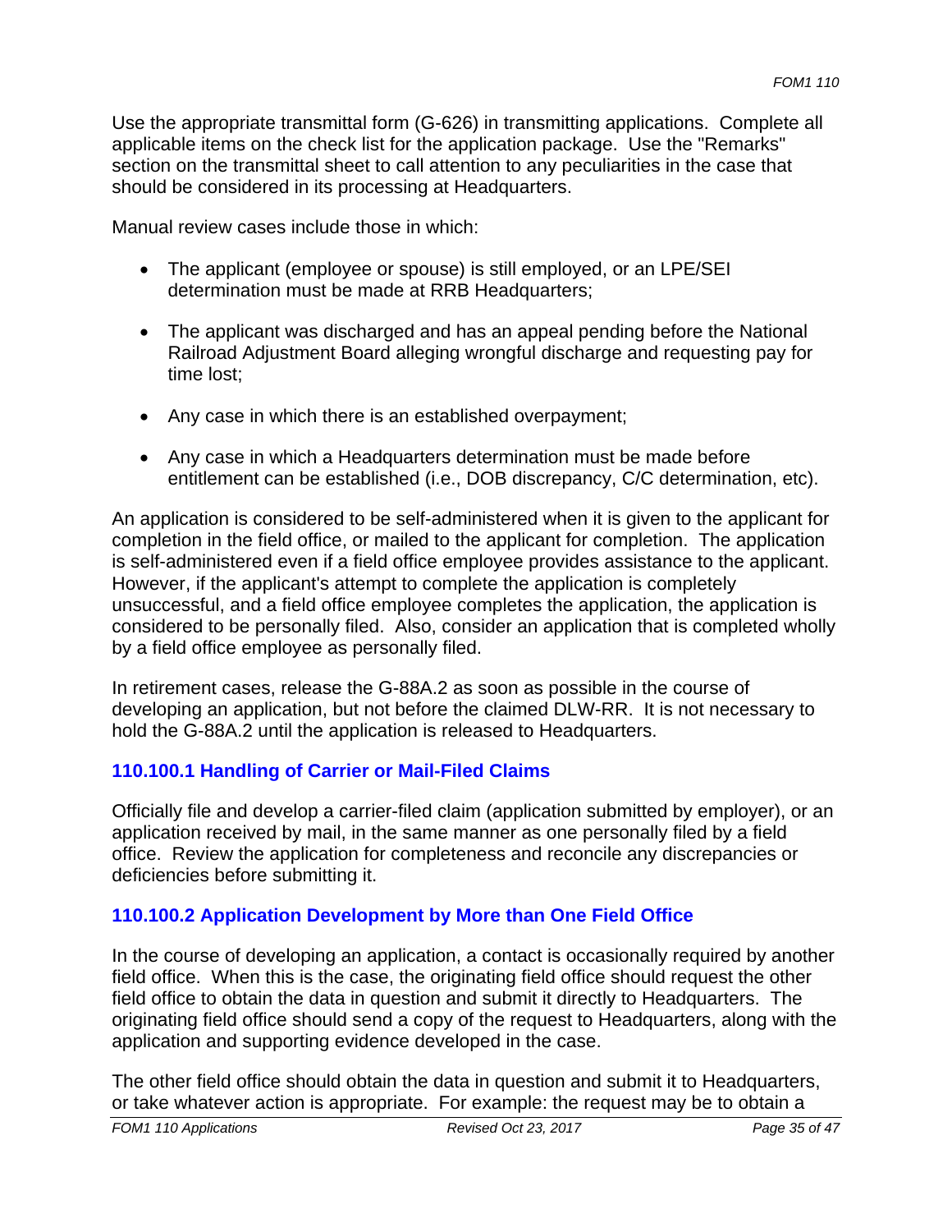Use the appropriate transmittal form (G-626) in transmitting applications. Complete all applicable items on the check list for the application package. Use the "Remarks" section on the transmittal sheet to call attention to any peculiarities in the case that should be considered in its processing at Headquarters.

Manual review cases include those in which:

- The applicant (employee or spouse) is still employed, or an LPE/SEI determination must be made at RRB Headquarters;
- The applicant was discharged and has an appeal pending before the National Railroad Adjustment Board alleging wrongful discharge and requesting pay for time lost;
- Any case in which there is an established overpayment;
- Any case in which a Headquarters determination must be made before entitlement can be established (i.e., DOB discrepancy, C/C determination, etc).

An application is considered to be self-administered when it is given to the applicant for completion in the field office, or mailed to the applicant for completion. The application is self-administered even if a field office employee provides assistance to the applicant. However, if the applicant's attempt to complete the application is completely unsuccessful, and a field office employee completes the application, the application is considered to be personally filed. Also, consider an application that is completed wholly by a field office employee as personally filed.

In retirement cases, release the G-88A.2 as soon as possible in the course of developing an application, but not before the claimed DLW-RR. It is not necessary to hold the G-88A.2 until the application is released to Headquarters.

### 110.100.1 Handling of Carrier or Mail-Filed Claims

Officially file and develop a carrier-filed claim (application submitted by employer), or an application received by mail, in the same manner as one personally filed by a field office. Review the application for completeness and reconcile any discrepancies or deficiencies before submitting it.

### 110.100.2 Application Development by More than One Field Office

In the course of developing an application, a contact is occasionally required by another field office. When this is the case, the originating field office should request the other field office to obtain the data in question and submit it directly to Headquarters. The originating field office should send a copy of the request to Headquarters, along with the application and supporting evidence developed in the case.

The other field office should obtain the data in question and submit it to Headquarters, or take whatever action is appropriate. For example: the request may be to obtain a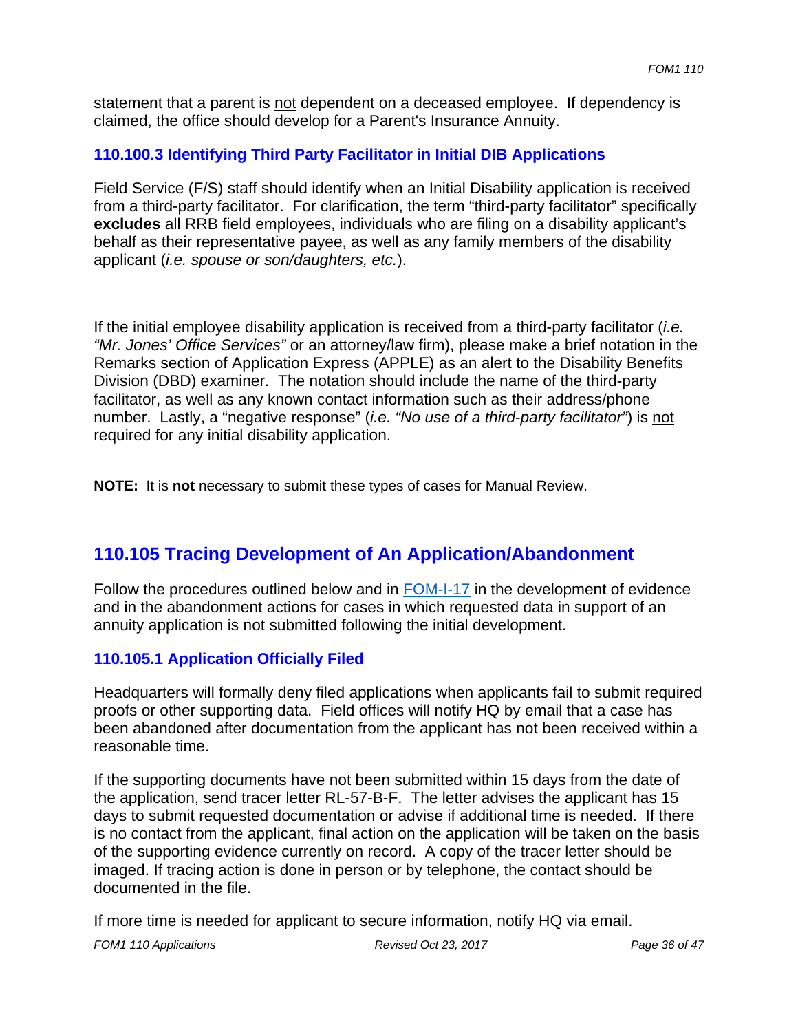statement that a parent is not dependent on a deceased employee. If dependency is claimed, the office should develop for a Parent's Insurance Annuity.

### 110.100.3 Identifying Third Party Facilitator in Initial DIB Applications

Field Service (F/S) staff should identify when an Initial Disability application is received from a third-party facilitator. For clarification, the term "third-party facilitator" specifically **excludes** all RRB field employees, individuals who are filing on a disability applicant's behalf as their representative payee, as well as any family members of the disability applicant (*i.e. spouse or son/daughters, etc.*).

If the initial employee disability application is received from a third-party facilitator (*i.e. "Mr. Jones' Office Services"* or an attorney/law firm), please make a brief notation in the Remarks section of Application Express (APPLE) as an alert to the Disability Benefits Division (DBD) examiner. The notation should include the name of the third-party facilitator, as well as any known contact information such as their address/phone number. Lastly, a "negative response" (*i.e. "No use of a third-party facilitator"*) is not required for any initial disability application.

**NOTE:** It is **not** necessary to submit these types of cases for Manual Review.

## 110.105 Tracing Development of An Application/Abandonment

Follow the procedures outlined below and in [FOM-I-17](FOM-I-17) in the development of evidence and in the abandonment actions for cases in which requested data in support of an annuity application is not submitted following the initial development.

### 110.105.1 Application Officially Filed

Headquarters will formally deny filed applications when applicants fail to submit required proofs or other supporting data. Field offices will notify HQ by email that a case has been abandoned after documentation from the applicant has not been received within a reasonable time.

If the supporting documents have not been submitted within 15 days from the date of the application, send tracer letter RL-57-B-F. The letter advises the applicant has 15 days to submit requested documentation or advise if additional time is needed. If there is no contact from the applicant, final action on the application will be taken on the basis of the supporting evidence currently on record. A copy of the tracer letter should be imaged. If tracing action is done in person or by telephone, the contact should be documented in the file.

If more time is needed for applicant to secure information, notify HQ via email.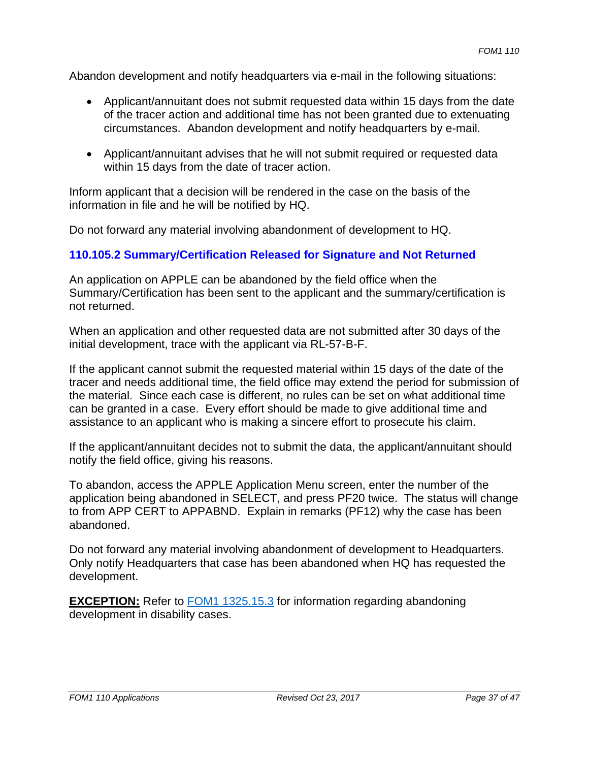Abandon development and notify headquarters via e-mail in the following situations:

- Applicant/annuitant does not submit requested data within 15 days from the date of the tracer action and additional time has not been granted due to extenuating circumstances. Abandon development and notify headquarters by e-mail.
- Applicant/annuitant advises that he will not submit required or requested data within 15 days from the date of tracer action.

Inform applicant that a decision will be rendered in the case on the basis of the information in file and he will be notified by HQ.

Do not forward any material involving abandonment of development to HQ.

### 110.105.2 Summary/Certification Released for Signature and Not Returned

An application on APPLE can be abandoned by the field office when the Summary/Certification has been sent to the applicant and the summary/certification is not returned.

When an application and other requested data are not submitted after 30 days of the initial development, trace with the applicant via RL-57-B-F.

If the applicant cannot submit the requested material within 15 days of the date of the tracer and needs additional time, the field office may extend the period for submission of the material. Since each case is different, no rules can be set on what additional time can be granted in a case. Every effort should be made to give additional time and assistance to an applicant who is making a sincere effort to prosecute his claim.

If the applicant/annuitant decides not to submit the data, the applicant/annuitant should notify the field office, giving his reasons.

To abandon, access the APPLE Application Menu screen, enter the number of the application being abandoned in SELECT, and press PF20 twice. The status will change to from APP CERT to APPABND. Explain in remarks (PF12) why the case has been abandoned.

Do not forward any material involving abandonment of development to Headquarters. Only notify Headquarters that case has been abandoned when HQ has requested the development.

**EXCEPTION:** Refer to FOM1 1325.15.3 for information regarding abandoning development in disability cases.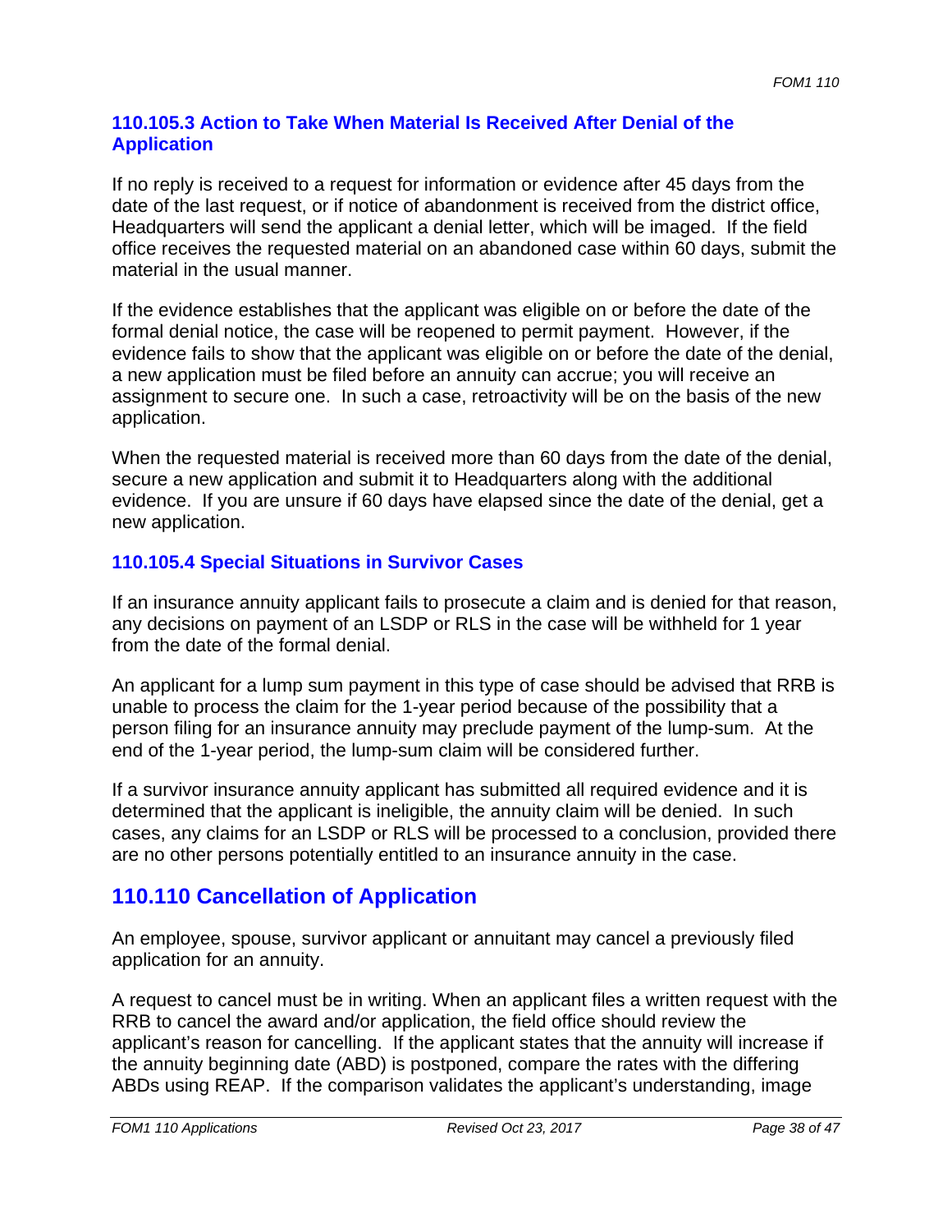### 110.105.3 Action to Take When Material Is Received After Denial of the Application

If no reply is received to a request for information or evidence after 45 days from the date of the last request, or if notice of abandonment is received from the district office, Headquarters will send the applicant a denial letter, which will be imaged. If the field office receives the requested material on an abandoned case within 60 days, submit the material in the usual manner.

If the evidence establishes that the applicant was eligible on or before the date of the formal denial notice, the case will be reopened to permit payment. However, if the evidence fails to show that the applicant was eligible on or before the date of the denial, a new application must be filed before an annuity can accrue; you will receive an assignment to secure one. In such a case, retroactivity will be on the basis of the new application.

When the requested material is received more than 60 days from the date of the denial, secure a new application and submit it to Headquarters along with the additional evidence. If you are unsure if 60 days have elapsed since the date of the denial, get a new application.

### 110.105.4 Special Situations in Survivor Cases

If an insurance annuity applicant fails to prosecute a claim and is denied for that reason, any decisions on payment of an LSDP or RLS in the case will be withheld for 1 year from the date of the formal denial.

An applicant for a lump sum payment in this type of case should be advised that RRB is unable to process the claim for the 1-year period because of the possibility that a person filing for an insurance annuity may preclude payment of the lump-sum. At the end of the 1-year period, the lump-sum claim will be considered further.

If a survivor insurance annuity applicant has submitted all required evidence and it is determined that the applicant is ineligible, the annuity claim will be denied. In such cases, any claims for an LSDP or RLS will be processed to a conclusion, provided there are no other persons potentially entitled to an insurance annuity in the case.

## 110.110 Cancellation of Application

An employee, spouse, survivor applicant or annuitant may cancel a previously filed application for an annuity.

A request to cancel must be in writing. When an applicant files a written request with the RRB to cancel the award and/or application, the field office should review the applicant's reason for cancelling. If the applicant states that the annuity will increase if the annuity beginning date (ABD) is postponed, compare the rates with the differing ABDs using REAP. If the comparison validates the applicant's understanding, image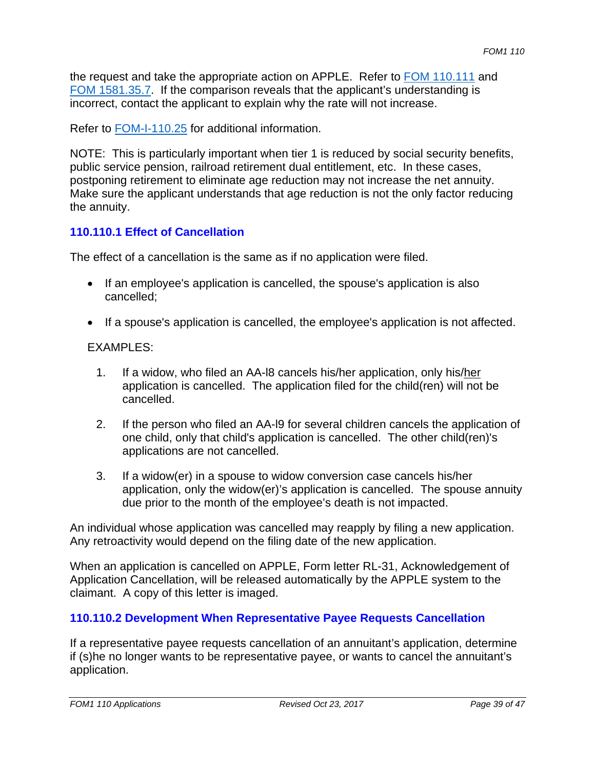the request and take the appropriate action on APPLE. Refer to FOM 110.111 and FOM 1581.35.7. If the comparison reveals that the applicant's understanding is incorrect, contact the applicant to explain why the rate will not increase.

Refer to FOM-I-110.25 for additional information.

NOTE: This is particularly important when tier 1 is reduced by social security benefits, public service pension, railroad retirement dual entitlement, etc. In these cases, postponing retirement to eliminate age reduction may not increase the net annuity. Make sure the applicant understands that age reduction is not the only factor reducing the annuity.

### 110.110.1 Effect of Cancellation

The effect of a cancellation is the same as if no application were filed.

- If an employee's application is cancelled, the spouse's application is also cancelled;
- If a spouse's application is cancelled, the employee's application is not affected.

EXAMPLES:

1. If a widow, who filed an AA-l8 cancels his/her application, only his/her application is cancelled. The application filed for the child(ren) will not be cancelled.
2. If the person who filed an AA-l9 for several children cancels the application of one child, only that child's application is cancelled. The other child(ren)'s applications are not cancelled.
3. If a widow(er) in a spouse to widow conversion case cancels his/her application, only the widow(er)'s application is cancelled. The spouse annuity due prior to the month of the employee's death is not impacted.

An individual whose application was cancelled may reapply by filing a new application. Any retroactivity would depend on the filing date of the new application.

When an application is cancelled on APPLE, Form letter RL-31, Acknowledgement of Application Cancellation, will be released automatically by the APPLE system to the claimant. A copy of this letter is imaged.

### 110.110.2 Development When Representative Payee Requests Cancellation

If a representative payee requests cancellation of an annuitant's application, determine if (s)he no longer wants to be representative payee, or wants to cancel the annuitant's application.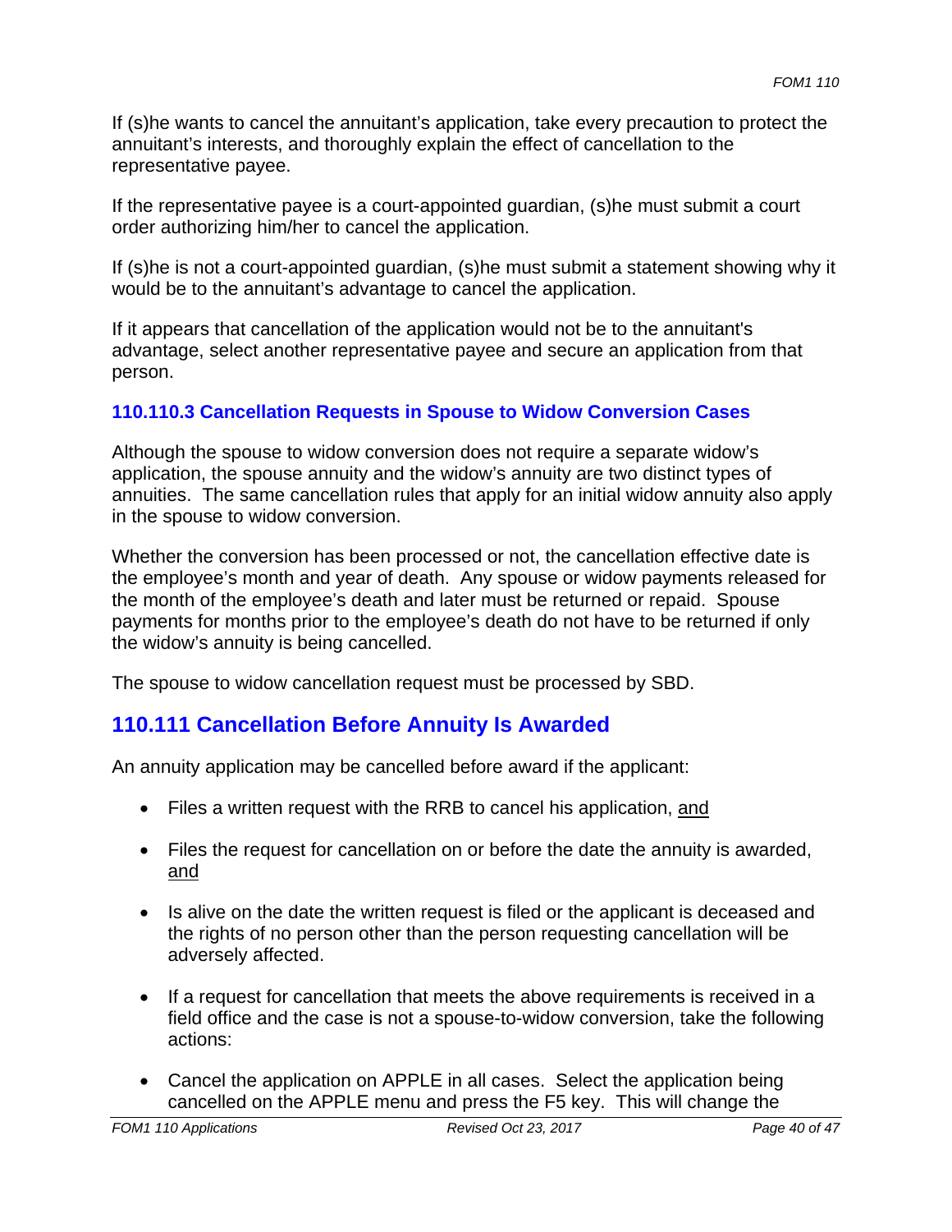If (s)he wants to cancel the annuitant's application, take every precaution to protect the annuitant's interests, and thoroughly explain the effect of cancellation to the representative payee.

If the representative payee is a court-appointed guardian, (s)he must submit a court order authorizing him/her to cancel the application.

If (s)he is not a court-appointed guardian, (s)he must submit a statement showing why it would be to the annuitant's advantage to cancel the application.

If it appears that cancellation of the application would not be to the annuitant's advantage, select another representative payee and secure an application from that person.

### 110.110.3 Cancellation Requests in Spouse to Widow Conversion Cases

Although the spouse to widow conversion does not require a separate widow's application, the spouse annuity and the widow's annuity are two distinct types of annuities. The same cancellation rules that apply for an initial widow annuity also apply in the spouse to widow conversion.

Whether the conversion has been processed or not, the cancellation effective date is the employee's month and year of death. Any spouse or widow payments released for the month of the employee's death and later must be returned or repaid. Spouse payments for months prior to the employee's death do not have to be returned if only the widow's annuity is being cancelled.

The spouse to widow cancellation request must be processed by SBD.

## 110.111 Cancellation Before Annuity Is Awarded

An annuity application may be cancelled before award if the applicant:

- Files a written request with the RRB to cancel his application, <u>and</u>
- Files the request for cancellation on or before the date the annuity is awarded, <u>and</u>
- Is alive on the date the written request is filed or the applicant is deceased and the rights of no person other than the person requesting cancellation will be adversely affected.
- If a request for cancellation that meets the above requirements is received in a field office and the case is not a spouse-to-widow conversion, take the following actions:
- Cancel the application on APPLE in all cases. Select the application being cancelled on the APPLE menu and press the F5 key. This will change the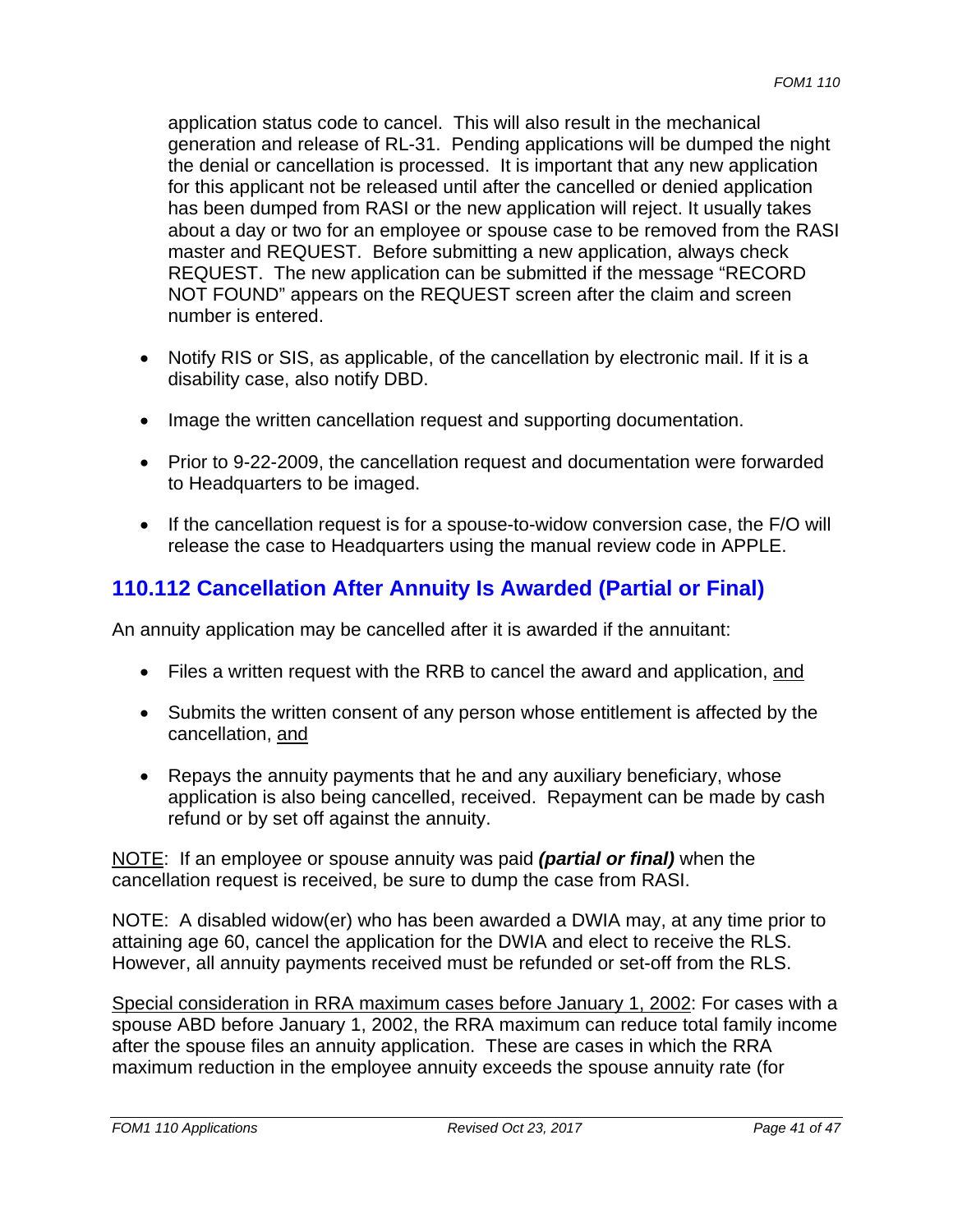application status code to cancel. This will also result in the mechanical generation and release of RL-31. Pending applications will be dumped the night the denial or cancellation is processed. It is important that any new application for this applicant not be released until after the cancelled or denied application has been dumped from RASI or the new application will reject. It usually takes about a day or two for an employee or spouse case to be removed from the RASI master and REQUEST. Before submitting a new application, always check REQUEST. The new application can be submitted if the message "RECORD NOT FOUND" appears on the REQUEST screen after the claim and screen number is entered.

- Notify RIS or SIS, as applicable, of the cancellation by electronic mail. If it is a disability case, also notify DBD.
- Image the written cancellation request and supporting documentation.
- Prior to 9-22-2009, the cancellation request and documentation were forwarded to Headquarters to be imaged.
- If the cancellation request is for a spouse-to-widow conversion case, the F/O will release the case to Headquarters using the manual review code in APPLE.

## 110.112 Cancellation After Annuity Is Awarded (Partial or Final)

An annuity application may be cancelled after it is awarded if the annuitant:

- Files a written request with the RRB to cancel the award and application, <u>and</u>
- Submits the written consent of any person whose entitlement is affected by the cancellation, <u>and</u>
- Repays the annuity payments that he and any auxiliary beneficiary, whose application is also being cancelled, received. Repayment can be made by cash refund or by set off against the annuity.

<u>NOTE</u>: If an employee or spouse annuity was paid ***(partial or final)*** when the cancellation request is received, be sure to dump the case from RASI.

NOTE: A disabled widow(er) who has been awarded a DWIA may, at any time prior to attaining age 60, cancel the application for the DWIA and elect to receive the RLS. However, all annuity payments received must be refunded or set-off from the RLS.

<u>Special consideration in RRA maximum cases before January 1, 2002</u>: For cases with a spouse ABD before January 1, 2002, the RRA maximum can reduce total family income after the spouse files an annuity application. These are cases in which the RRA maximum reduction in the employee annuity exceeds the spouse annuity rate (for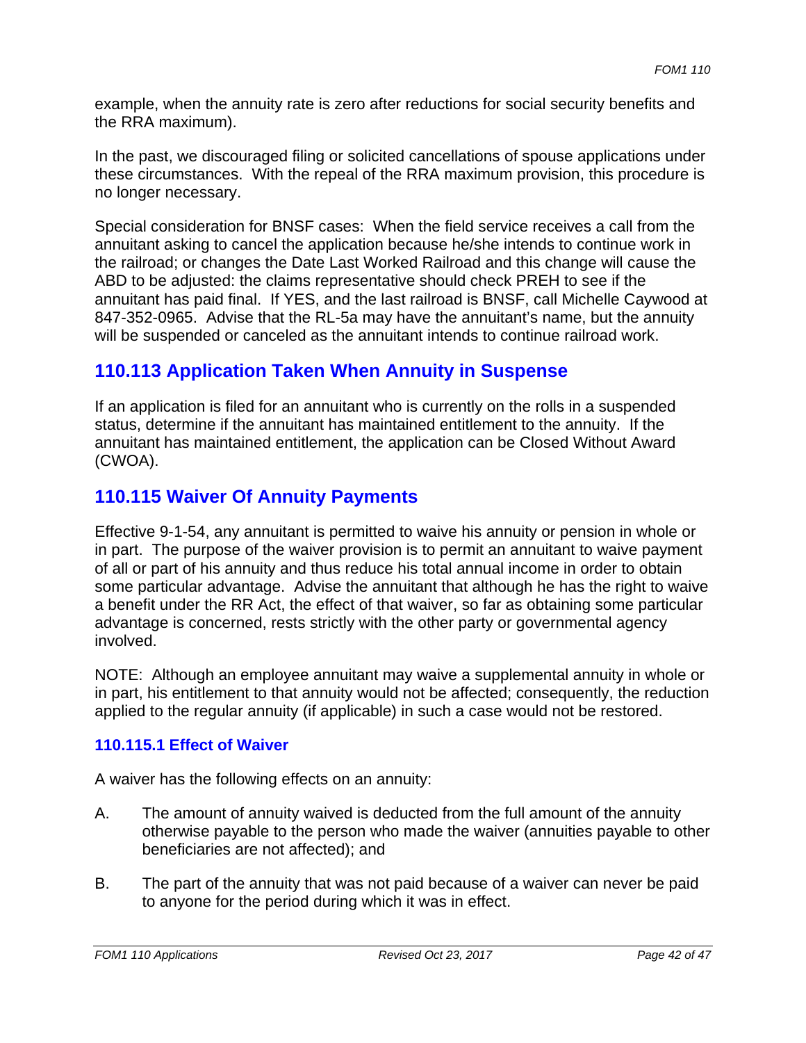example, when the annuity rate is zero after reductions for social security benefits and the RRA maximum).

In the past, we discouraged filing or solicited cancellations of spouse applications under these circumstances. With the repeal of the RRA maximum provision, this procedure is no longer necessary.

Special consideration for BNSF cases: When the field service receives a call from the annuitant asking to cancel the application because he/she intends to continue work in the railroad; or changes the Date Last Worked Railroad and this change will cause the ABD to be adjusted: the claims representative should check PREH to see if the annuitant has paid final. If YES, and the last railroad is BNSF, call Michelle Caywood at 847-352-0965. Advise that the RL-5a may have the annuitant's name, but the annuity will be suspended or canceled as the annuitant intends to continue railroad work.

## 110.113 Application Taken When Annuity in Suspense

If an application is filed for an annuitant who is currently on the rolls in a suspended status, determine if the annuitant has maintained entitlement to the annuity. If the annuitant has maintained entitlement, the application can be Closed Without Award (CWOA).

## 110.115 Waiver Of Annuity Payments

Effective 9-1-54, any annuitant is permitted to waive his annuity or pension in whole or in part. The purpose of the waiver provision is to permit an annuitant to waive payment of all or part of his annuity and thus reduce his total annual income in order to obtain some particular advantage. Advise the annuitant that although he has the right to waive a benefit under the RR Act, the effect of that waiver, so far as obtaining some particular advantage is concerned, rests strictly with the other party or governmental agency involved.

NOTE: Although an employee annuitant may waive a supplemental annuity in whole or in part, his entitlement to that annuity would not be affected; consequently, the reduction applied to the regular annuity (if applicable) in such a case would not be restored.

### 110.115.1 Effect of Waiver

A waiver has the following effects on an annuity:

A. The amount of annuity waived is deducted from the full amount of the annuity otherwise payable to the person who made the waiver (annuities payable to other beneficiaries are not affected); and

B. The part of the annuity that was not paid because of a waiver can never be paid to anyone for the period during which it was in effect.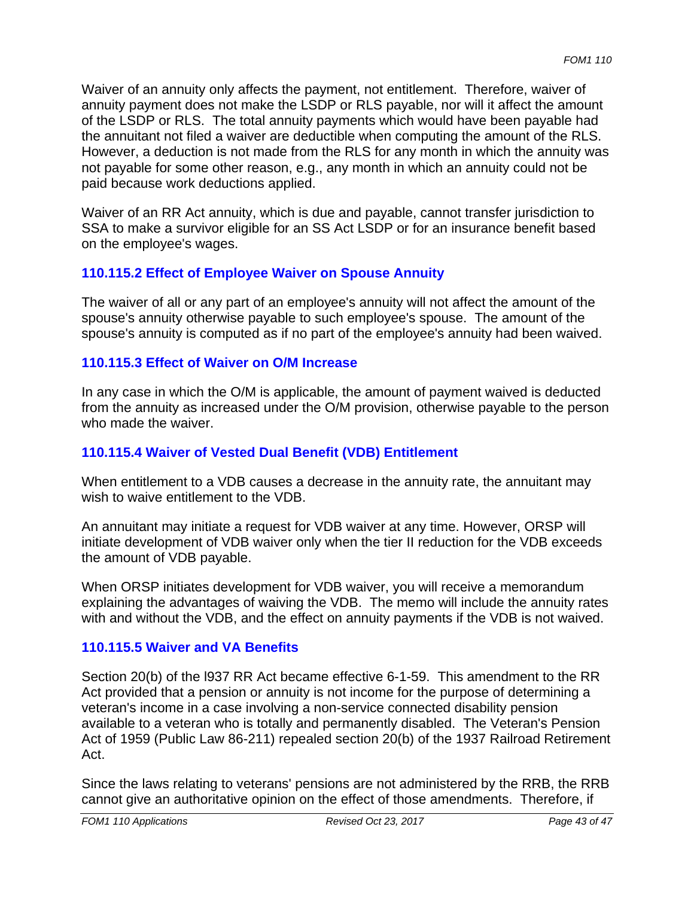Waiver of an annuity only affects the payment, not entitlement. Therefore, waiver of annuity payment does not make the LSDP or RLS payable, nor will it affect the amount of the LSDP or RLS. The total annuity payments which would have been payable had the annuitant not filed a waiver are deductible when computing the amount of the RLS. However, a deduction is not made from the RLS for any month in which the annuity was not payable for some other reason, e.g., any month in which an annuity could not be paid because work deductions applied.

Waiver of an RR Act annuity, which is due and payable, cannot transfer jurisdiction to SSA to make a survivor eligible for an SS Act LSDP or for an insurance benefit based on the employee's wages.

### 110.115.2 Effect of Employee Waiver on Spouse Annuity

The waiver of all or any part of an employee's annuity will not affect the amount of the spouse's annuity otherwise payable to such employee's spouse. The amount of the spouse's annuity is computed as if no part of the employee's annuity had been waived.

### 110.115.3 Effect of Waiver on O/M Increase

In any case in which the O/M is applicable, the amount of payment waived is deducted from the annuity as increased under the O/M provision, otherwise payable to the person who made the waiver.

### 110.115.4 Waiver of Vested Dual Benefit (VDB) Entitlement

When entitlement to a VDB causes a decrease in the annuity rate, the annuitant may wish to waive entitlement to the VDB.

An annuitant may initiate a request for VDB waiver at any time. However, ORSP will initiate development of VDB waiver only when the tier II reduction for the VDB exceeds the amount of VDB payable.

When ORSP initiates development for VDB waiver, you will receive a memorandum explaining the advantages of waiving the VDB. The memo will include the annuity rates with and without the VDB, and the effect on annuity payments if the VDB is not waived.

### 110.115.5 Waiver and VA Benefits

Section 20(b) of the l937 RR Act became effective 6-1-59. This amendment to the RR Act provided that a pension or annuity is not income for the purpose of determining a veteran's income in a case involving a non-service connected disability pension available to a veteran who is totally and permanently disabled. The Veteran's Pension Act of 1959 (Public Law 86-211) repealed section 20(b) of the 1937 Railroad Retirement Act.

Since the laws relating to veterans' pensions are not administered by the RRB, the RRB cannot give an authoritative opinion on the effect of those amendments. Therefore, if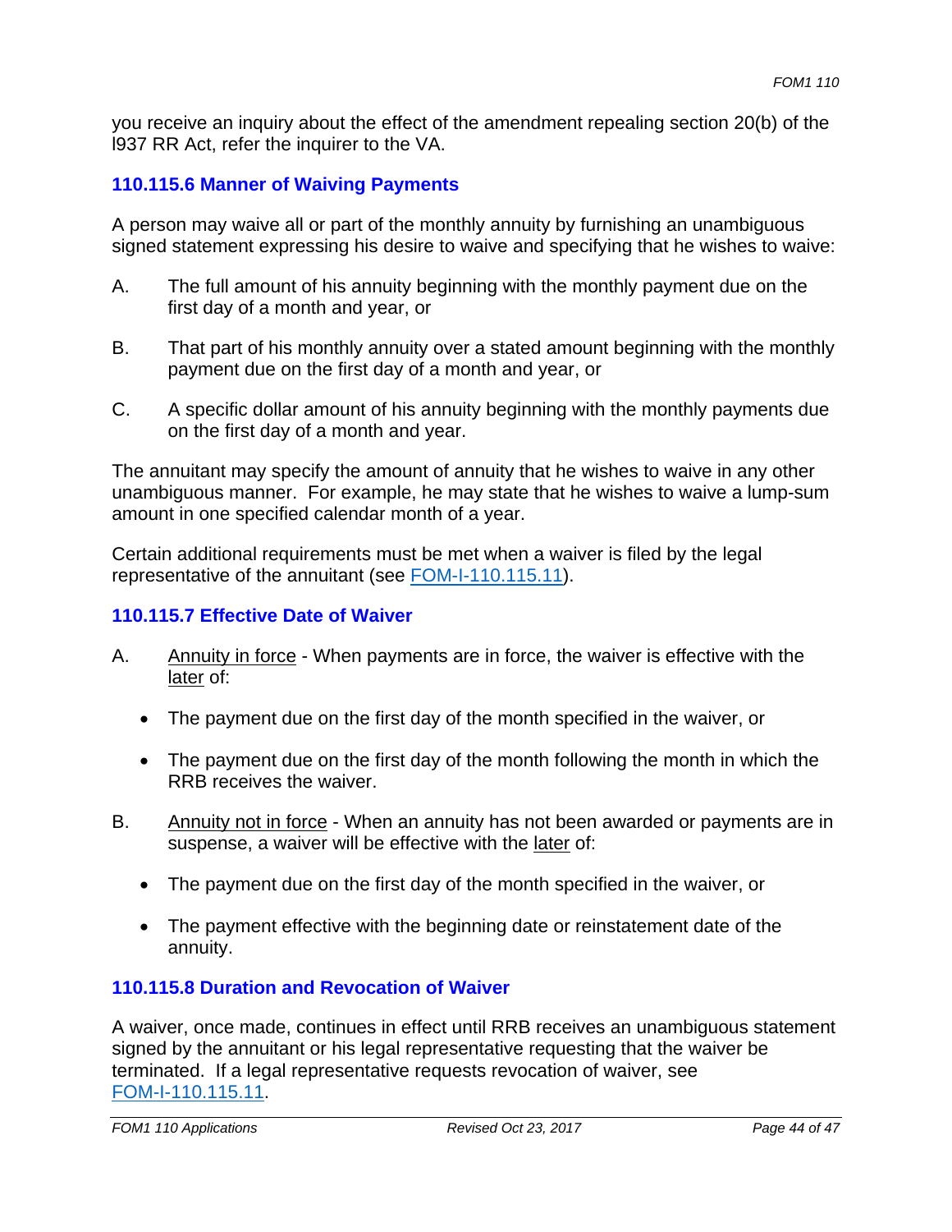you receive an inquiry about the effect of the amendment repealing section 20(b) of the l937 RR Act, refer the inquirer to the VA.

### 110.115.6 Manner of Waiving Payments

A person may waive all or part of the monthly annuity by furnishing an unambiguous signed statement expressing his desire to waive and specifying that he wishes to waive:

A. The full amount of his annuity beginning with the monthly payment due on the first day of a month and year, or

B. That part of his monthly annuity over a stated amount beginning with the monthly payment due on the first day of a month and year, or

C. A specific dollar amount of his annuity beginning with the monthly payments due on the first day of a month and year.

The annuitant may specify the amount of annuity that he wishes to waive in any other unambiguous manner. For example, he may state that he wishes to waive a lump-sum amount in one specified calendar month of a year.

Certain additional requirements must be met when a waiver is filed by the legal representative of the annuitant (see FOM-I-110.115.11).

### 110.115.7 Effective Date of Waiver

A. Annuity in force - When payments are in force, the waiver is effective with the later of:

- The payment due on the first day of the month specified in the waiver, or
- The payment due on the first day of the month following the month in which the RRB receives the waiver.

B. Annuity not in force - When an annuity has not been awarded or payments are in suspense, a waiver will be effective with the later of:

- The payment due on the first day of the month specified in the waiver, or
- The payment effective with the beginning date or reinstatement date of the annuity.

### 110.115.8 Duration and Revocation of Waiver

A waiver, once made, continues in effect until RRB receives an unambiguous statement signed by the annuitant or his legal representative requesting that the waiver be terminated. If a legal representative requests revocation of waiver, see FOM-I-110.115.11.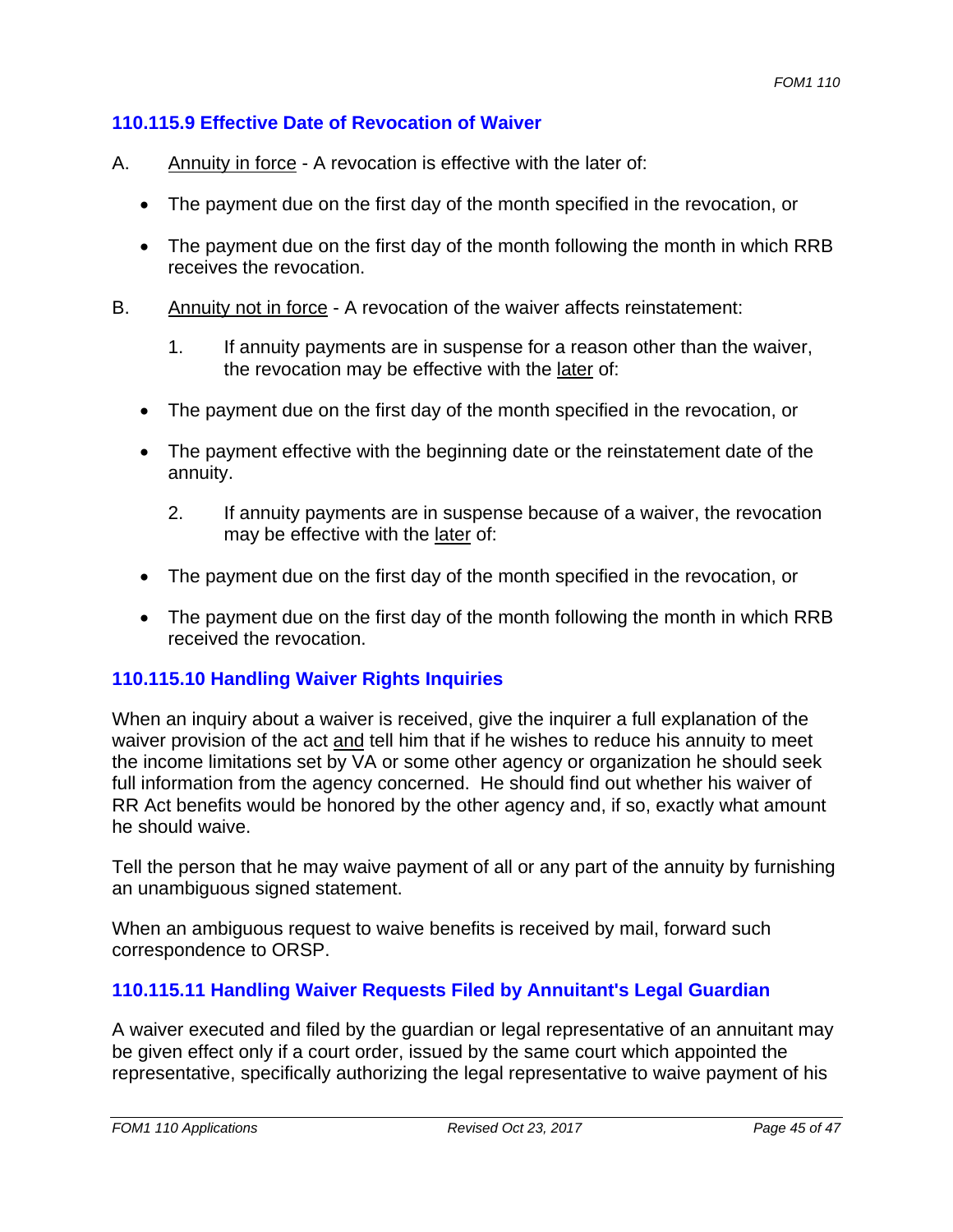### 110.115.9 Effective Date of Revocation of Waiver

A. <u>Annuity in force</u> - A revocation is effective with the later of:

- The payment due on the first day of the month specified in the revocation, or
- The payment due on the first day of the month following the month in which RRB receives the revocation.

B. <u>Annuity not in force</u> - A revocation of the waiver affects reinstatement:

1. If annuity payments are in suspense for a reason other than the waiver, the revocation may be effective with the <u>later</u> of:

- The payment due on the first day of the month specified in the revocation, or
- The payment effective with the beginning date or the reinstatement date of the annuity.

2. If annuity payments are in suspense because of a waiver, the revocation may be effective with the <u>later</u> of:

- The payment due on the first day of the month specified in the revocation, or
- The payment due on the first day of the month following the month in which RRB received the revocation.

### 110.115.10 Handling Waiver Rights Inquiries

When an inquiry about a waiver is received, give the inquirer a full explanation of the waiver provision of the act <u>and</u> tell him that if he wishes to reduce his annuity to meet the income limitations set by VA or some other agency or organization he should seek full information from the agency concerned. He should find out whether his waiver of RR Act benefits would be honored by the other agency and, if so, exactly what amount he should waive.

Tell the person that he may waive payment of all or any part of the annuity by furnishing an unambiguous signed statement.

When an ambiguous request to waive benefits is received by mail, forward such correspondence to ORSP.

### 110.115.11 Handling Waiver Requests Filed by Annuitant's Legal Guardian

A waiver executed and filed by the guardian or legal representative of an annuitant may be given effect only if a court order, issued by the same court which appointed the representative, specifically authorizing the legal representative to waive payment of his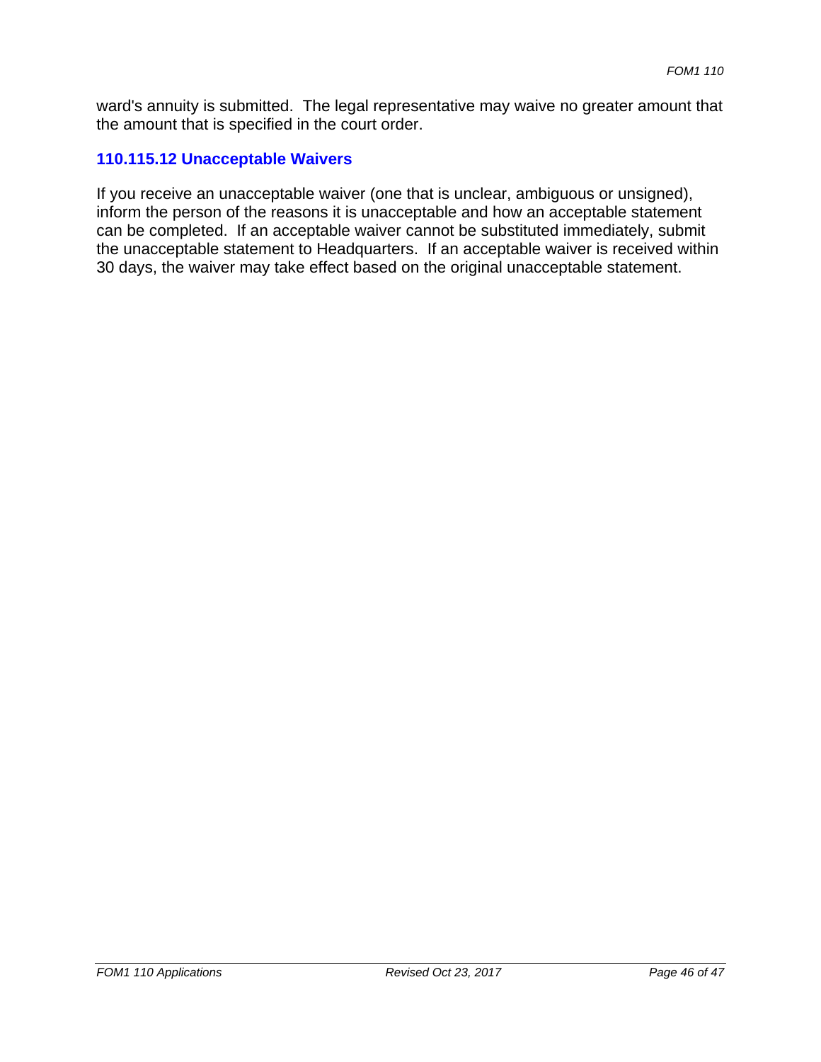ward's annuity is submitted. The legal representative may waive no greater amount that the amount that is specified in the court order.

### 110.115.12 Unacceptable Waivers

If you receive an unacceptable waiver (one that is unclear, ambiguous or unsigned), inform the person of the reasons it is unacceptable and how an acceptable statement can be completed. If an acceptable waiver cannot be substituted immediately, submit the unacceptable statement to Headquarters. If an acceptable waiver is received within 30 days, the waiver may take effect based on the original unacceptable statement.